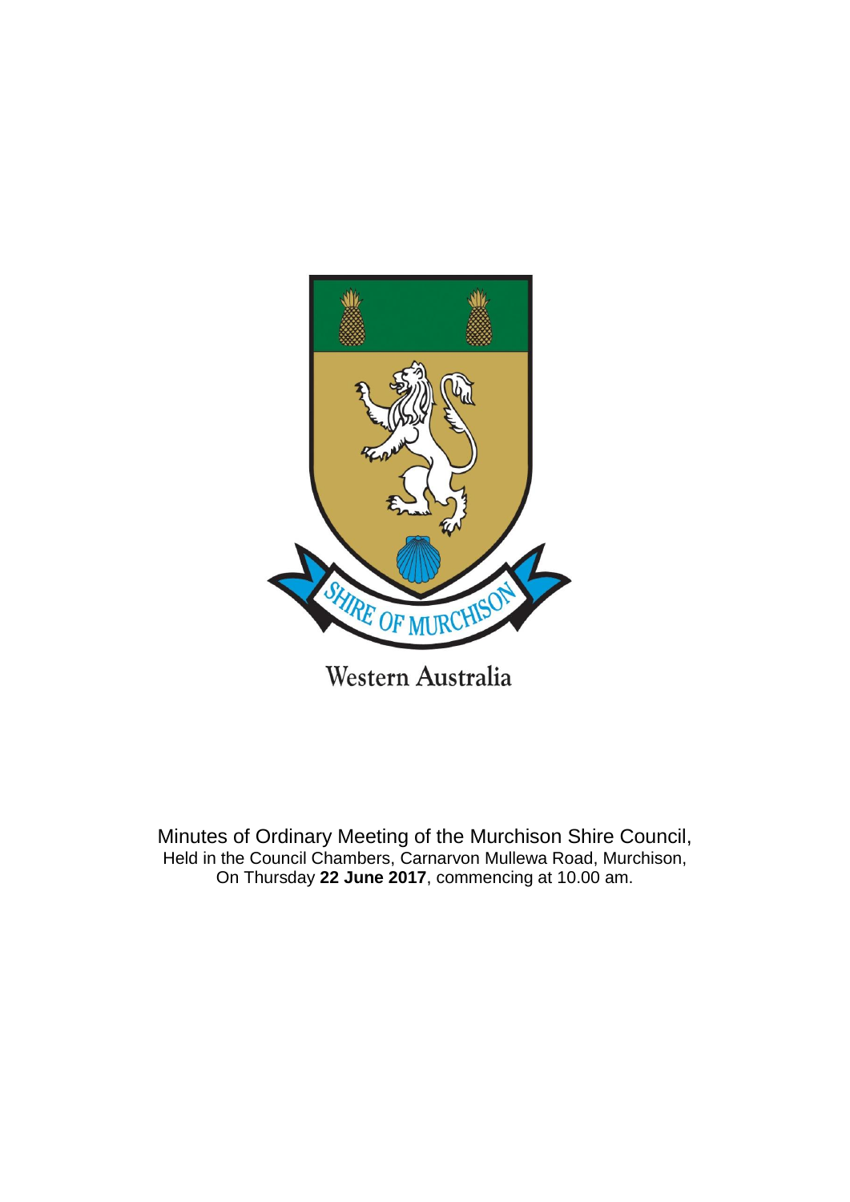SHIRE OF MURCHISON

Western Australia

Minutes of Ordinary Meeting of the Murchison Shire Council,
Held in the Council Chambers, Carnarvon Mullewa Road, Murchison,
On Thursday **22 June 2017**, commencing at 10.00 am.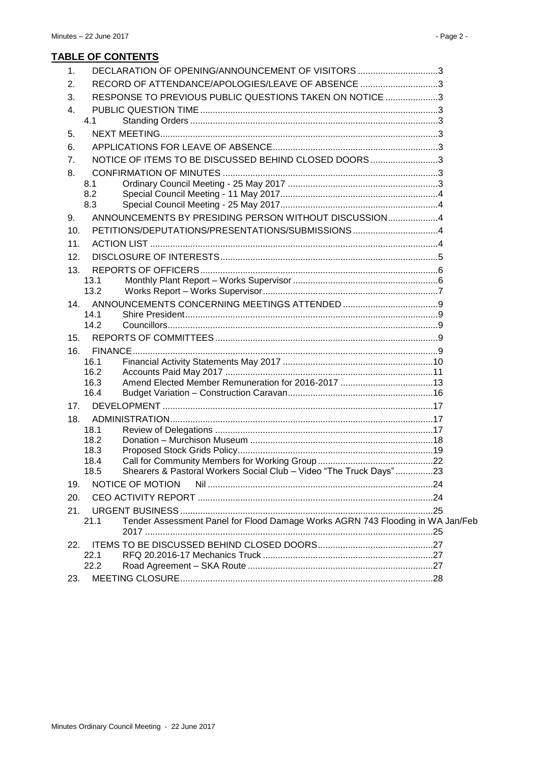## TABLE OF CONTENTS

1. DECLARATION OF OPENING/ANNOUNCEMENT OF VISITORS ................................3
2. RECORD OF ATTENDANCE/APOLOGIES/LEAVE OF ABSENCE ...............................3
3. RESPONSE TO PREVIOUS PUBLIC QUESTIONS TAKEN ON NOTICE .....................3
4. PUBLIC QUESTION TIME ..............................................................................................3
   - 4.1 Standing Orders ..................................................................................................3
5. NEXT MEETING..............................................................................................................3
6. APPLICATIONS FOR LEAVE OF ABSENCE.................................................................3
7. NOTICE OF ITEMS TO BE DISCUSSED BEHIND CLOSED DOORS ...........................3
8. CONFIRMATION OF MINUTES .....................................................................................3
   - 8.1 Ordinary Council Meeting - 25 May 2017 ...........................................................3
   - 8.2 Special Council Meeting - 11 May 2017..............................................................4
   - 8.3 Special Council Meeting - 25 May 2017..............................................................4
9. ANNOUNCEMENTS BY PRESIDING PERSON WITHOUT DISCUSSION....................4
10. PETITIONS/DEPUTATIONS/PRESENTATIONS/SUBMISSIONS ..................................4
11. ACTION LIST ..................................................................................................................4
12. DISCLOSURE OF INTERESTS......................................................................................5
13. REPORTS OF OFFICERS..............................................................................................6
    - 13.1 Monthly Plant Report – Works Supervisor .........................................................6
    - 13.2 Works Report – Works Supervisor.....................................................................7
14. ANNOUNCEMENTS CONCERNING MEETINGS ATTENDED ......................................9
    - 14.1 Shire President....................................................................................................9
    - 14.2 Councillors...........................................................................................................9
15. REPORTS OF COMMITTEES ........................................................................................9
16. FINANCE.........................................................................................................................9
    - 16.1 Financial Activity Statements May 2017 ...........................................................10
    - 16.2 Accounts Paid May 2017 ..................................................................................11
    - 16.3 Amend Elected Member Remuneration for 2016-2017 .....................................13
    - 16.4 Budget Variation – Construction Caravan.........................................................16
17. DEVELOPMENT ...........................................................................................................17
18. ADMINISTRATION........................................................................................................17
    - 18.1 Review of Delegations ......................................................................................17
    - 18.2 Donation – Murchison Museum ........................................................................18
    - 18.3 Proposed Stock Grids Policy.............................................................................19
    - 18.4 Call for Community Members for Working Group .............................................22
    - 18.5 Shearers & Pastoral Workers Social Club – Video "The Truck Days" ...............23
19. NOTICE OF MOTION Nil .........................................................................................24
20. CEO ACTIVITY REPORT .............................................................................................24
21. URGENT BUSINESS....................................................................................................25
    - 21.1 Tender Assessment Panel for Flood Damage Works AGRN 743 Flooding in WA Jan/Feb 2017 .................................................................................................................25
22. ITEMS TO BE DISCUSSED BEHIND CLOSED DOORS.............................................27
    - 22.1 RFQ 20.2016-17 Mechanics Truck ...................................................................27
    - 22.2 Road Agreement – SKA Route ..........................................................................27
23. MEETING CLOSURE....................................................................................................28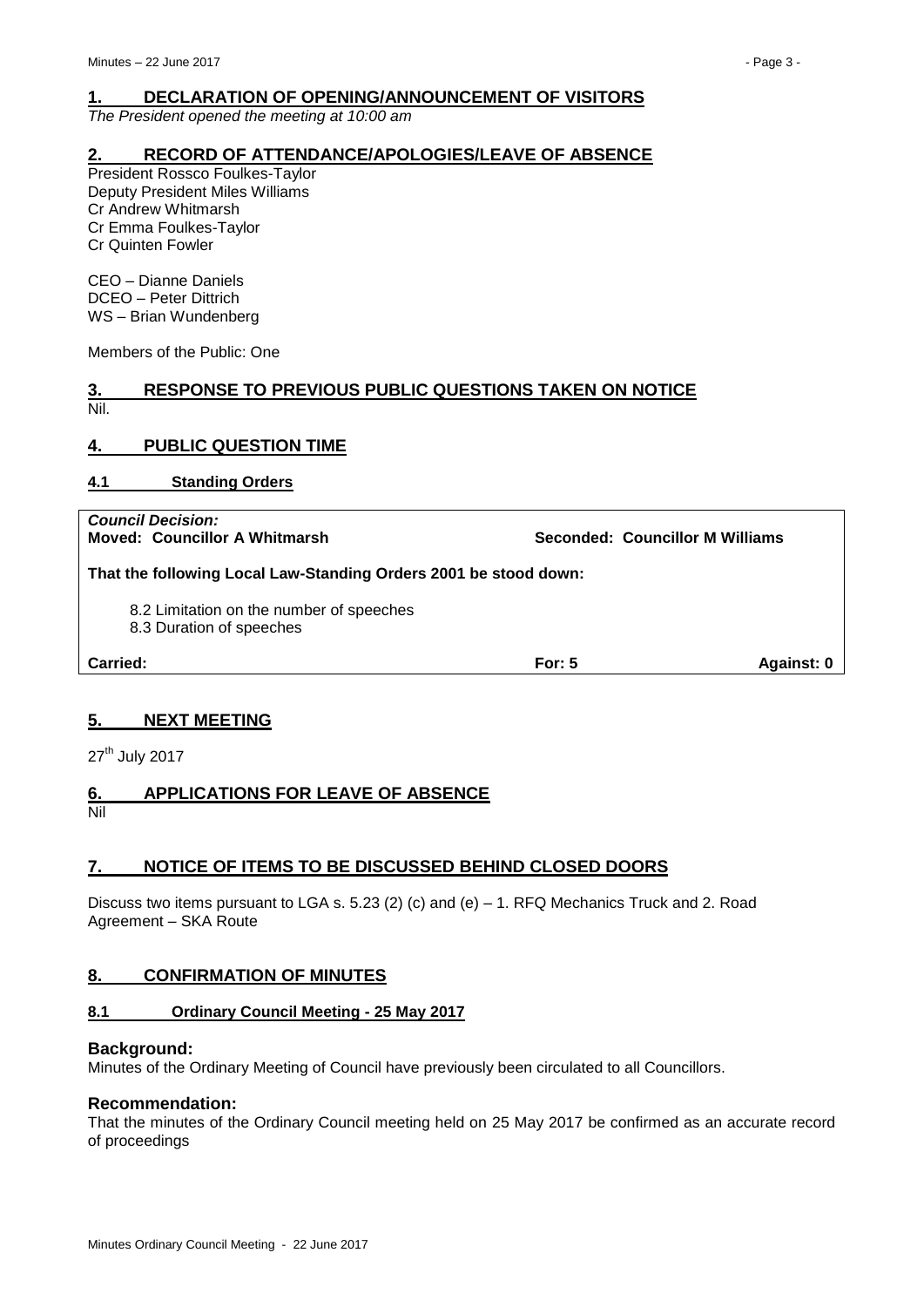## 1. DECLARATION OF OPENING/ANNOUNCEMENT OF VISITORS

*The President opened the meeting at 10:00 am*

## 2. RECORD OF ATTENDANCE/APOLOGIES/LEAVE OF ABSENCE

President Rossco Foulkes-Taylor
Deputy President Miles Williams
Cr Andrew Whitmarsh
Cr Emma Foulkes-Taylor
Cr Quinten Fowler

CEO – Dianne Daniels
DCEO – Peter Dittrich
WS – Brian Wundenberg

Members of the Public: One

## 3. RESPONSE TO PREVIOUS PUBLIC QUESTIONS TAKEN ON NOTICE

Nil.

## 4. PUBLIC QUESTION TIME

### 4.1 Standing Orders

***Council Decision:***
**Moved: Councillor A Whitmarsh** **Seconded: Councillor M Williams**

**That the following Local Law-Standing Orders 2001 be stood down:**

8.2 Limitation on the number of speeches
8.3 Duration of speeches

**Carried:** **For: 5** **Against: 0**

## 5. NEXT MEETING

27th July 2017

## 6. APPLICATIONS FOR LEAVE OF ABSENCE

Nil

## 7. NOTICE OF ITEMS TO BE DISCUSSED BEHIND CLOSED DOORS

Discuss two items pursuant to LGA s. 5.23 (2) (c) and (e) – 1. RFQ Mechanics Truck and 2. Road Agreement – SKA Route

## 8. CONFIRMATION OF MINUTES

### 8.1 Ordinary Council Meeting - 25 May 2017

**Background:**
Minutes of the Ordinary Meeting of Council have previously been circulated to all Councillors.

**Recommendation:**
That the minutes of the Ordinary Council meeting held on 25 May 2017 be confirmed as an accurate record of proceedings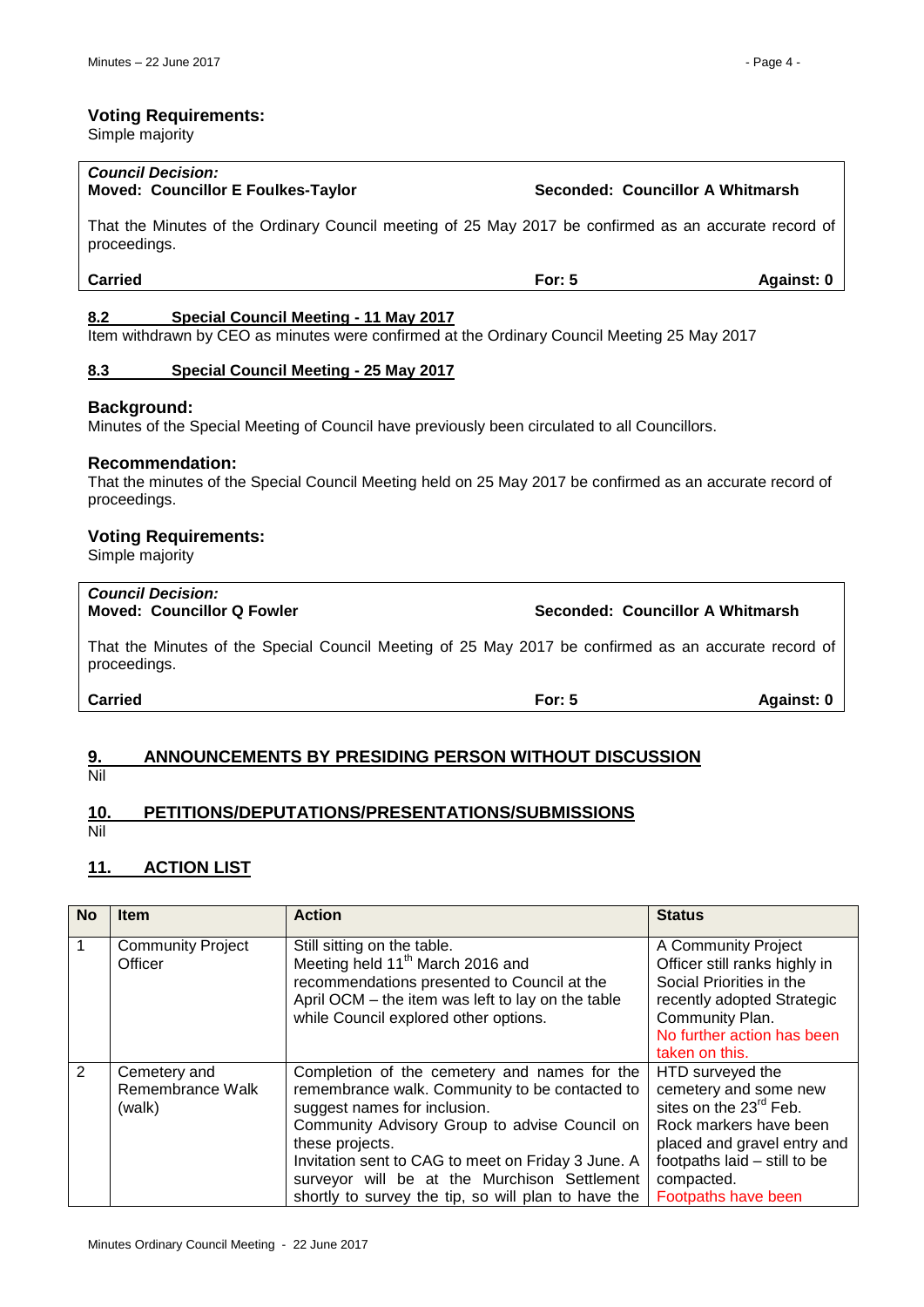### Voting Requirements:

Simple majority

| *Council Decision:* **Moved: Councillor E Foulkes-Taylor** | **Seconded: Councillor A Whitmarsh** | |
|---|---|---|
| That the Minutes of the Ordinary Council meeting of 25 May 2017 be confirmed as an accurate record of proceedings. | | |
| **Carried** | **For: 5** | **Against: 0** |

**8.2 Special Council Meeting - 11 May 2017**

Item withdrawn by CEO as minutes were confirmed at the Ordinary Council Meeting 25 May 2017

**8.3 Special Council Meeting - 25 May 2017**

### Background:

Minutes of the Special Meeting of Council have previously been circulated to all Councillors.

### Recommendation:

That the minutes of the Special Council Meeting held on 25 May 2017 be confirmed as an accurate record of proceedings.

### Voting Requirements:

Simple majority

| *Council Decision:* **Moved: Councillor Q Fowler** | **Seconded: Councillor A Whitmarsh** | |
|---|---|---|
| That the Minutes of the Special Council Meeting of 25 May 2017 be confirmed as an accurate record of proceedings. | | |
| **Carried** | **For: 5** | **Against: 0** |

## 9. ANNOUNCEMENTS BY PRESIDING PERSON WITHOUT DISCUSSION

Nil

## 10. PETITIONS/DEPUTATIONS/PRESENTATIONS/SUBMISSIONS

Nil

## 11. ACTION LIST

| No | Item | Action | Status |
|---|---|---|---|
| 1 | Community Project Officer | Still sitting on the table. Meeting held 11th March 2016 and recommendations presented to Council at the April OCM – the item was left to lay on the table while Council explored other options. | A Community Project Officer still ranks highly in Social Priorities in the recently adopted Strategic Community Plan. No further action has been taken on this. |
| 2 | Cemetery and Remembrance Walk (walk) | Completion of the cemetery and names for the remembrance walk. Community to be contacted to suggest names for inclusion. Community Advisory Group to advise Council on these projects. Invitation sent to CAG to meet on Friday 3 June. A surveyor will be at the Murchison Settlement shortly to survey the tip, so will plan to have the | HTD surveyed the cemetery and some new sites on the 23rd Feb. Rock markers have been placed and gravel entry and footpaths laid – still to be compacted. Footpaths have been |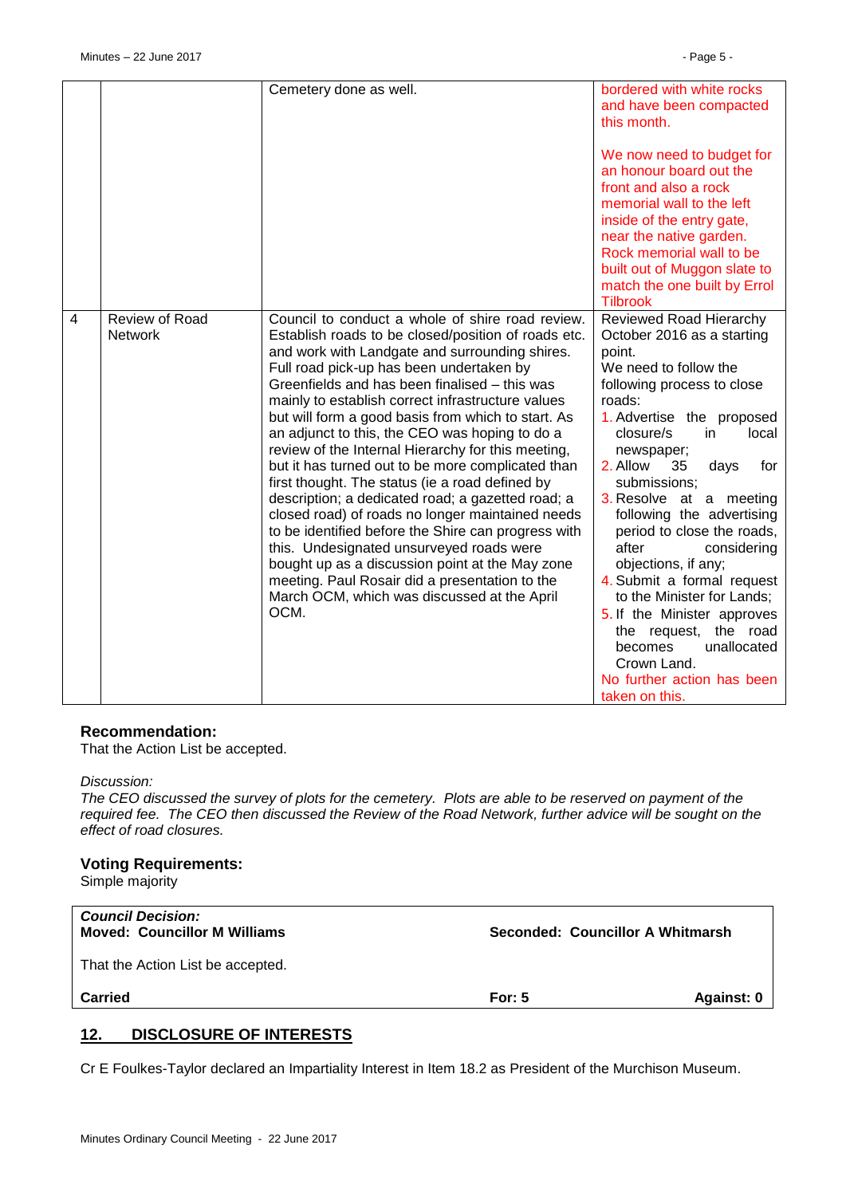|  |  |  |  |
|---|---|---|---|
|  |  | Cemetery done as well. | bordered with white rocks and have been compacted this month.<br><br>We now need to budget for an honour board out the front and also a rock memorial wall to the left inside of the entry gate, near the native garden. Rock memorial wall to be built out of Muggon slate to match the one built by Errol Tilbrook |
| 4 | Review of Road Network | Council to conduct a whole of shire road review. Establish roads to be closed/position of roads etc. and work with Landgate and surrounding shires. Full road pick-up has been undertaken by Greenfields and has been finalised – this was mainly to establish correct infrastructure values but will form a good basis from which to start. As an adjunct to this, the CEO was hoping to do a review of the Internal Hierarchy for this meeting, but it has turned out to be more complicated than first thought. The status (ie a road defined by description; a dedicated road; a gazetted road; a closed road) of roads no longer maintained needs to be identified before the Shire can progress with this. Undesignated unsurveyed roads were bought up as a discussion point at the May zone meeting. Paul Rosair did a presentation to the March OCM, which was discussed at the April OCM. | Reviewed Road Hierarchy October 2016 as a starting point.<br>We need to follow the following process to close roads:<br>1. Advertise the proposed closure/s in local newspaper;<br>2. Allow 35 days for submissions;<br>3. Resolve at a meeting following the advertising period to close the roads, after considering objections, if any;<br>4. Submit a formal request to the Minister for Lands;<br>5. If the Minister approves the request, the road becomes unallocated Crown Land.<br>No further action has been taken on this. |

### Recommendation:

That the Action List be accepted.

*Discussion:*

*The CEO discussed the survey of plots for the cemetery. Plots are able to be reserved on payment of the required fee. The CEO then discussed the Review of the Road Network, further advice will be sought on the effect of road closures.*

### Voting Requirements:

Simple majority

***Council Decision:***

**Moved: Councillor M Williams** | **Seconded: Councillor A Whitmarsh**

That the Action List be accepted.

**Carried** | **For: 5** | **Against: 0**

## 12. DISCLOSURE OF INTERESTS

Cr E Foulkes-Taylor declared an Impartiality Interest in Item 18.2 as President of the Murchison Museum.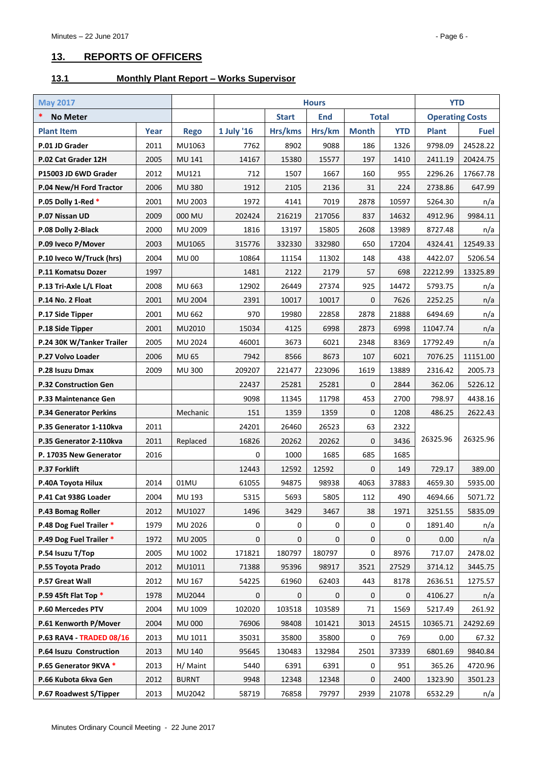## 13. REPORTS OF OFFICERS

### 13.1 Monthly Plant Report – Works Supervisor

| May 2017 | | | Hours | | | | | YTD | |
|---|---|---|---|---|---|---|---|---|---|
| * No Meter | | | | Start | End | Total | | Operating Costs | |
| Plant Item | Year | Rego | 1 July '16 | Hrs/kms | Hrs/km | Month | YTD | Plant | Fuel |
| P.01 JD Grader | 2011 | MU1063 | 7762 | 8902 | 9088 | 186 | 1326 | 9798.09 | 24528.22 |
| P.02 Cat Grader 12H | 2005 | MU 141 | 14167 | 15380 | 15577 | 197 | 1410 | 2411.19 | 20424.75 |
| P15003 JD 6WD Grader | 2012 | MU121 | 712 | 1507 | 1667 | 160 | 955 | 2296.26 | 17667.78 |
| P.04 New/H Ford Tractor | 2006 | MU 380 | 1912 | 2105 | 2136 | 31 | 224 | 2738.86 | 647.99 |
| P.05 Dolly 1-Red * | 2001 | MU 2003 | 1972 | 4141 | 7019 | 2878 | 10597 | 5264.30 | n/a |
| P.07 Nissan UD | 2009 | 000 MU | 202424 | 216219 | 217056 | 837 | 14632 | 4912.96 | 9984.11 |
| P.08 Dolly 2-Black | 2000 | MU 2009 | 1816 | 13197 | 15805 | 2608 | 13989 | 8727.48 | n/a |
| P.09 Iveco P/Mover | 2003 | MU1065 | 315776 | 332330 | 332980 | 650 | 17204 | 4324.41 | 12549.33 |
| P.10 Iveco W/Truck (hrs) | 2004 | MU 00 | 10864 | 11154 | 11302 | 148 | 438 | 4422.07 | 5206.54 |
| P.11 Komatsu Dozer | 1997 | | 1481 | 2122 | 2179 | 57 | 698 | 22212.99 | 13325.89 |
| P.13 Tri-Axle L/L Float | 2008 | MU 663 | 12902 | 26449 | 27374 | 925 | 14472 | 5793.75 | n/a |
| P.14 No. 2 Float | 2001 | MU 2004 | 2391 | 10017 | 10017 | 0 | 7626 | 2252.25 | n/a |
| P.17 Side Tipper | 2001 | MU 662 | 970 | 19980 | 22858 | 2878 | 21888 | 6494.69 | n/a |
| P.18 Side Tipper | 2001 | MU2010 | 15034 | 4125 | 6998 | 2873 | 6998 | 11047.74 | n/a |
| P.24 30K W/Tanker Trailer | 2005 | MU 2024 | 46001 | 3673 | 6021 | 2348 | 8369 | 17792.49 | n/a |
| P.27 Volvo Loader | 2006 | MU 65 | 7942 | 8566 | 8673 | 107 | 6021 | 7076.25 | 11151.00 |
| P.28 Isuzu Dmax | 2009 | MU 300 | 209207 | 221477 | 223096 | 1619 | 13889 | 2316.42 | 2005.73 |
| P.32 Construction Gen | | | 22437 | 25281 | 25281 | 0 | 2844 | 362.06 | 5226.12 |
| P.33 Maintenance Gen | | | 9098 | 11345 | 11798 | 453 | 2700 | 798.97 | 4438.16 |
| P.34 Generator Perkins | | Mechanic | 151 | 1359 | 1359 | 0 | 1208 | 486.25 | 2622.43 |
| P.35 Generator 1-110kva | 2011 | | 24201 | 26460 | 26523 | 63 | 2322 | 26325.96 | 26325.96 |
| P.35 Generator 2-110kva | 2011 | Replaced | 16826 | 20262 | 20262 | 0 | 3436 | | |
| P. 17035 New Generator | 2016 | | 0 | 1000 | 1685 | 685 | 1685 | | |
| P.37 Forklift | | | 12443 | 12592 | 12592 | 0 | 149 | 729.17 | 389.00 |
| P.40A Toyota Hilux | 2014 | 01MU | 61055 | 94875 | 98938 | 4063 | 37883 | 4659.30 | 5935.00 |
| P.41 Cat 938G Loader | 2004 | MU 193 | 5315 | 5693 | 5805 | 112 | 490 | 4694.66 | 5071.72 |
| P.43 Bomag Roller | 2012 | MU1027 | 1496 | 3429 | 3467 | 38 | 1971 | 3251.55 | 5835.09 |
| P.48 Dog Fuel Trailer * | 1979 | MU 2026 | 0 | 0 | 0 | 0 | 0 | 1891.40 | n/a |
| P.49 Dog Fuel Trailer * | 1972 | MU 2005 | 0 | 0 | 0 | 0 | 0 | 0.00 | n/a |
| P.54 Isuzu T/Top | 2005 | MU 1002 | 171821 | 180797 | 180797 | 0 | 8976 | 717.07 | 2478.02 |
| P.55 Toyota Prado | 2012 | MU1011 | 71388 | 95396 | 98917 | 3521 | 27529 | 3714.12 | 3445.75 |
| P.57 Great Wall | 2012 | MU 167 | 54225 | 61960 | 62403 | 443 | 8178 | 2636.51 | 1275.57 |
| P.59 45ft Flat Top * | 1978 | MU2044 | 0 | 0 | 0 | 0 | 0 | 4106.27 | n/a |
| P.60 Mercedes PTV | 2004 | MU 1009 | 102020 | 103518 | 103589 | 71 | 1569 | 5217.49 | 261.92 |
| P.61 Kenworth P/Mover | 2004 | MU 000 | 76906 | 98408 | 101421 | 3013 | 24515 | 10365.71 | 24292.69 |
| P.63 RAV4 - TRADED 08/16 | 2013 | MU 1011 | 35031 | 35800 | 35800 | 0 | 769 | 0.00 | 67.32 |
| P.64 Isuzu Construction | 2013 | MU 140 | 95645 | 130483 | 132984 | 2501 | 37339 | 6801.69 | 9840.84 |
| P.65 Generator 9KVA * | 2013 | H/ Maint | 5440 | 6391 | 6391 | 0 | 951 | 365.26 | 4720.96 |
| P.66 Kubota 6kva Gen | 2012 | BURNT | 9948 | 12348 | 12348 | 0 | 2400 | 1323.90 | 3501.23 |
| P.67 Roadwest S/Tipper | 2013 | MU2042 | 58719 | 76858 | 79797 | 2939 | 21078 | 6532.29 | n/a |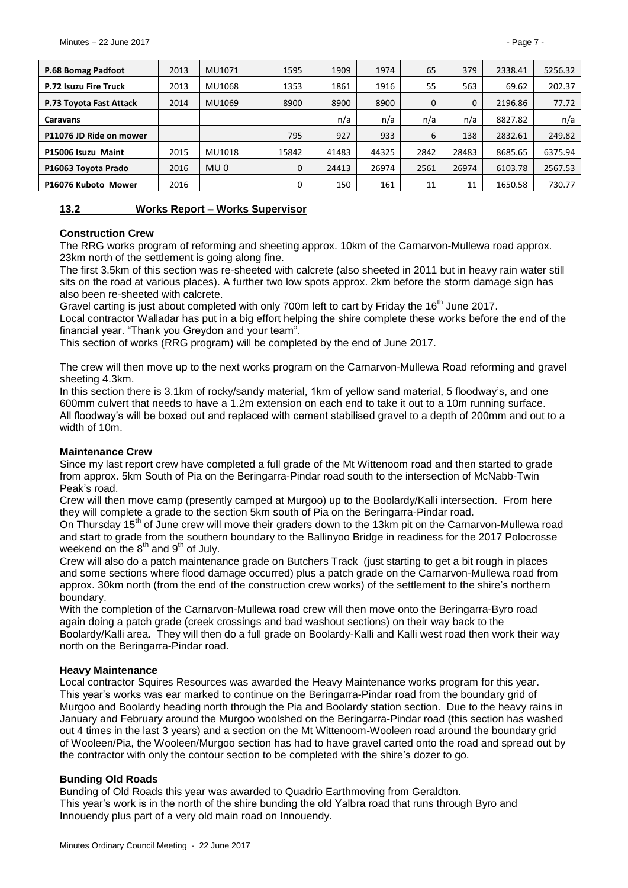| P.68 Bomag Padfoot | 2013 | MU1071 | 1595 | 1909 | 1974 | 65 | 379 | 2338.41 | 5256.32 |
|---|---|---|---|---|---|---|---|---|---|
| P.72 Isuzu Fire Truck | 2013 | MU1068 | 1353 | 1861 | 1916 | 55 | 563 | 69.62 | 202.37 |
| P.73 Toyota Fast Attack | 2014 | MU1069 | 8900 | 8900 | 8900 | 0 | 0 | 2196.86 | 77.72 |
| Caravans | | | | n/a | n/a | n/a | n/a | 8827.82 | n/a |
| P11076 JD Ride on mower | | | 795 | 927 | 933 | 6 | 138 | 2832.61 | 249.82 |
| P15006 Isuzu Maint | 2015 | MU1018 | 15842 | 41483 | 44325 | 2842 | 28483 | 8685.65 | 6375.94 |
| P16063 Toyota Prado | 2016 | MU 0 | 0 | 24413 | 26974 | 2561 | 26974 | 6103.78 | 2567.53 |
| P16076 Kuboto Mower | 2016 | | 0 | 150 | 161 | 11 | 11 | 1650.58 | 730.77 |

## 13.2 Works Report – Works Supervisor

### Construction Crew

The RRG works program of reforming and sheeting approx. 10km of the Carnarvon-Mullewa road approx. 23km north of the settlement is going along fine.

The first 3.5km of this section was re-sheeted with calcrete (also sheeted in 2011 but in heavy rain water still sits on the road at various places). A further two low spots approx. 2km before the storm damage sign has also been re-sheeted with calcrete.

Gravel carting is just about completed with only 700m left to cart by Friday the 16th June 2017.

Local contractor Walladar has put in a big effort helping the shire complete these works before the end of the financial year. "Thank you Greydon and your team".

This section of works (RRG program) will be completed by the end of June 2017.

The crew will then move up to the next works program on the Carnarvon-Mullewa Road reforming and gravel sheeting 4.3km.

In this section there is 3.1km of rocky/sandy material, 1km of yellow sand material, 5 floodway's, and one 600mm culvert that needs to have a 1.2m extension on each end to take it out to a 10m running surface.

All floodway's will be boxed out and replaced with cement stabilised gravel to a depth of 200mm and out to a width of 10m.

### Maintenance Crew

Since my last report crew have completed a full grade of the Mt Wittenoom road and then started to grade from approx. 5km South of Pia on the Beringarra-Pindar road south to the intersection of McNabb-Twin Peak's road.

Crew will then move camp (presently camped at Murgoo) up to the Boolardy/Kalli intersection. From here they will complete a grade to the section 5km south of Pia on the Beringarra-Pindar road.

On Thursday 15th of June crew will move their graders down to the 13km pit on the Carnarvon-Mullewa road and start to grade from the southern boundary to the Ballinyoo Bridge in readiness for the 2017 Polocrosse weekend on the 8th and 9th of July.

Crew will also do a patch maintenance grade on Butchers Track (just starting to get a bit rough in places and some sections where flood damage occurred) plus a patch grade on the Carnarvon-Mullewa road from approx. 30km north (from the end of the construction crew works) of the settlement to the shire's northern boundary.

With the completion of the Carnarvon-Mullewa road crew will then move onto the Beringarra-Byro road again doing a patch grade (creek crossings and bad washout sections) on their way back to the Boolardy/Kalli area. They will then do a full grade on Boolardy-Kalli and Kalli west road then work their way north on the Beringarra-Pindar road.

### Heavy Maintenance

Local contractor Squires Resources was awarded the Heavy Maintenance works program for this year. This year's works was ear marked to continue on the Beringarra-Pindar road from the boundary grid of Murgoo and Boolardy heading north through the Pia and Boolardy station section. Due to the heavy rains in January and February around the Murgoo woolshed on the Beringarra-Pindar road (this section has washed out 4 times in the last 3 years) and a section on the Mt Wittenoom-Wooleen road around the boundary grid of Wooleen/Pia, the Wooleen/Murgoo section has had to have gravel carted onto the road and spread out by the contractor with only the contour section to be completed with the shire's dozer to go.

### Bunding Old Roads

Bunding of Old Roads this year was awarded to Quadrio Earthmoving from Geraldton.

This year's work is in the north of the shire bunding the old Yalbra road that runs through Byro and Innouendy plus part of a very old main road on Innouendy.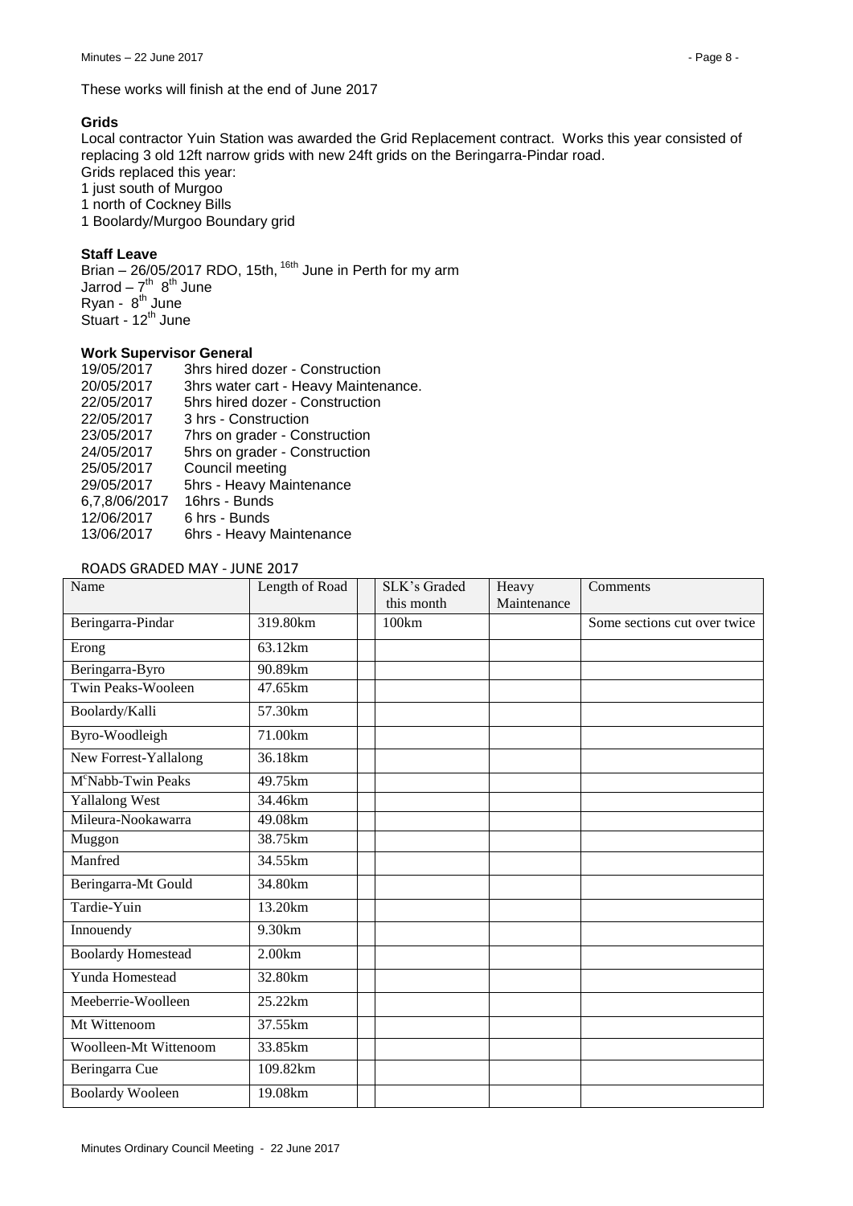These works will finish at the end of June 2017

**Grids**

Local contractor Yuin Station was awarded the Grid Replacement contract. Works this year consisted of replacing 3 old 12ft narrow grids with new 24ft grids on the Beringarra-Pindar road.

Grids replaced this year:
1 just south of Murgoo
1 north of Cockney Bills
1 Boolardy/Murgoo Boundary grid

**Staff Leave**

Brian – 26/05/2017 RDO, 15th, 16th June in Perth for my arm
Jarrod – 7th 8th June
Ryan - 8th June
Stuart - 12th June

**Work Supervisor General**

| | |
|---|---|
| 19/05/2017 | 3hrs hired dozer - Construction |
| 20/05/2017 | 3hrs water cart - Heavy Maintenance. |
| 22/05/2017 | 5hrs hired dozer - Construction |
| 22/05/2017 | 3 hrs - Construction |
| 23/05/2017 | 7hrs on grader - Construction |
| 24/05/2017 | 5hrs on grader - Construction |
| 25/05/2017 | Council meeting |
| 29/05/2017 | 5hrs - Heavy Maintenance |
| 6,7,8/06/2017 | 16hrs - Bunds |
| 12/06/2017 | 6 hrs - Bunds |
| 13/06/2017 | 6hrs - Heavy Maintenance |

ROADS GRADED MAY - JUNE 2017

| Name | Length of Road | | SLK's Graded this month | Heavy Maintenance | Comments |
|---|---|---|---|---|---|
| Beringarra-Pindar | 319.80km | | 100km | | Some sections cut over twice |
| Erong | 63.12km | | | | |
| Beringarra-Byro | 90.89km | | | | |
| Twin Peaks-Wooleen | 47.65km | | | | |
| Boolardy/Kalli | 57.30km | | | | |
| Byro-Woodleigh | 71.00km | | | | |
| New Forrest-Yallalong | 36.18km | | | | |
| McNabb-Twin Peaks | 49.75km | | | | |
| Yallalong West | 34.46km | | | | |
| Mileura-Nookawarra | 49.08km | | | | |
| Muggon | 38.75km | | | | |
| Manfred | 34.55km | | | | |
| Beringarra-Mt Gould | 34.80km | | | | |
| Tardie-Yuin | 13.20km | | | | |
| Innouendy | 9.30km | | | | |
| Boolardy Homestead | 2.00km | | | | |
| Yunda Homestead | 32.80km | | | | |
| Meeberrie-Woolleen | 25.22km | | | | |
| Mt Wittenoom | 37.55km | | | | |
| Woolleen-Mt Wittenoom | 33.85km | | | | |
| Beringarra Cue | 109.82km | | | | |
| Boolardy Wooleen | 19.08km | | | | |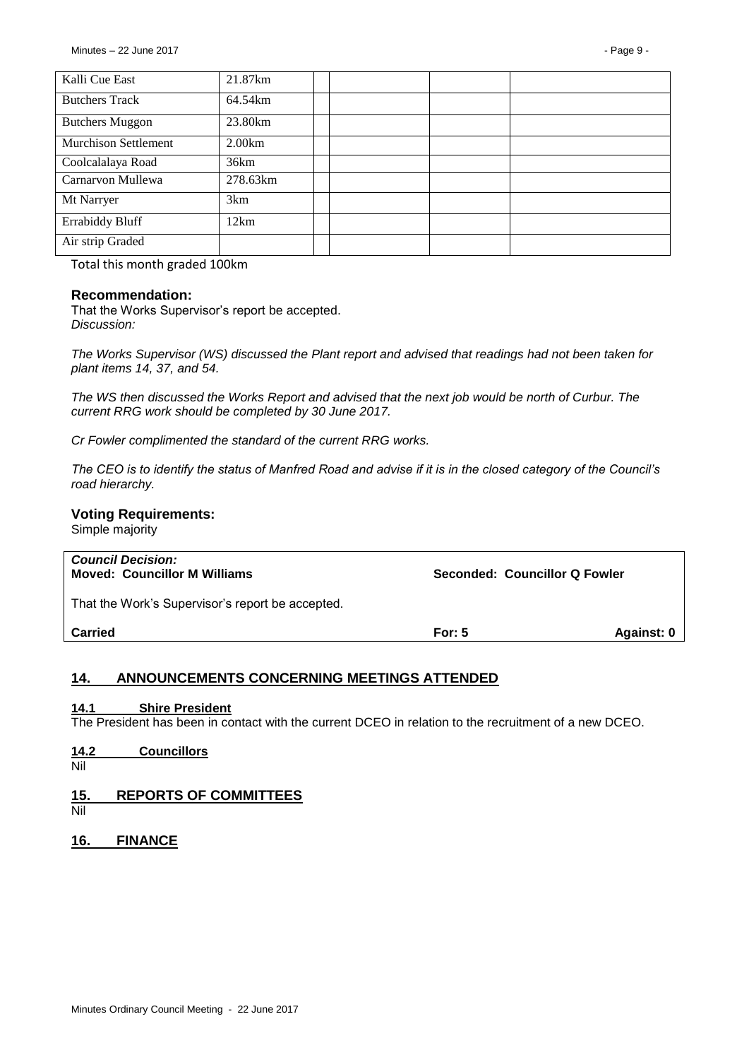| Kalli Cue East | 21.87km | | | | |
|---|---|---|---|---|---|
| Butchers Track | 64.54km | | | | |
| Butchers Muggon | 23.80km | | | | |
| Murchison Settlement | 2.00km | | | | |
| Coolcalalaya Road | 36km | | | | |
| Carnarvon Mullewa | 278.63km | | | | |
| Mt Narryer | 3km | | | | |
| Errabiddy Bluff | 12km | | | | |
| Air strip Graded | | | | | |

Total this month graded 100km

### Recommendation:

That the Works Supervisor's report be accepted.

*Discussion:*

*The Works Supervisor (WS) discussed the Plant report and advised that readings had not been taken for plant items 14, 37, and 54.*

*The WS then discussed the Works Report and advised that the next job would be north of Curbur. The current RRG work should be completed by 30 June 2017.*

*Cr Fowler complimented the standard of the current RRG works.*

*The CEO is to identify the status of Manfred Road and advise if it is in the closed category of the Council's road hierarchy.*

### Voting Requirements:

Simple majority

***Council Decision:***
**Moved: Councillor M Williams** | **Seconded: Councillor Q Fowler**

That the Work's Supervisor's report be accepted.

**Carried** | **For: 5** | **Against: 0**

## 14. ANNOUNCEMENTS CONCERNING MEETINGS ATTENDED

### 14.1 Shire President

The President has been in contact with the current DCEO in relation to the recruitment of a new DCEO.

### 14.2 Councillors

Nil

## 15. REPORTS OF COMMITTEES

Nil

## 16. FINANCE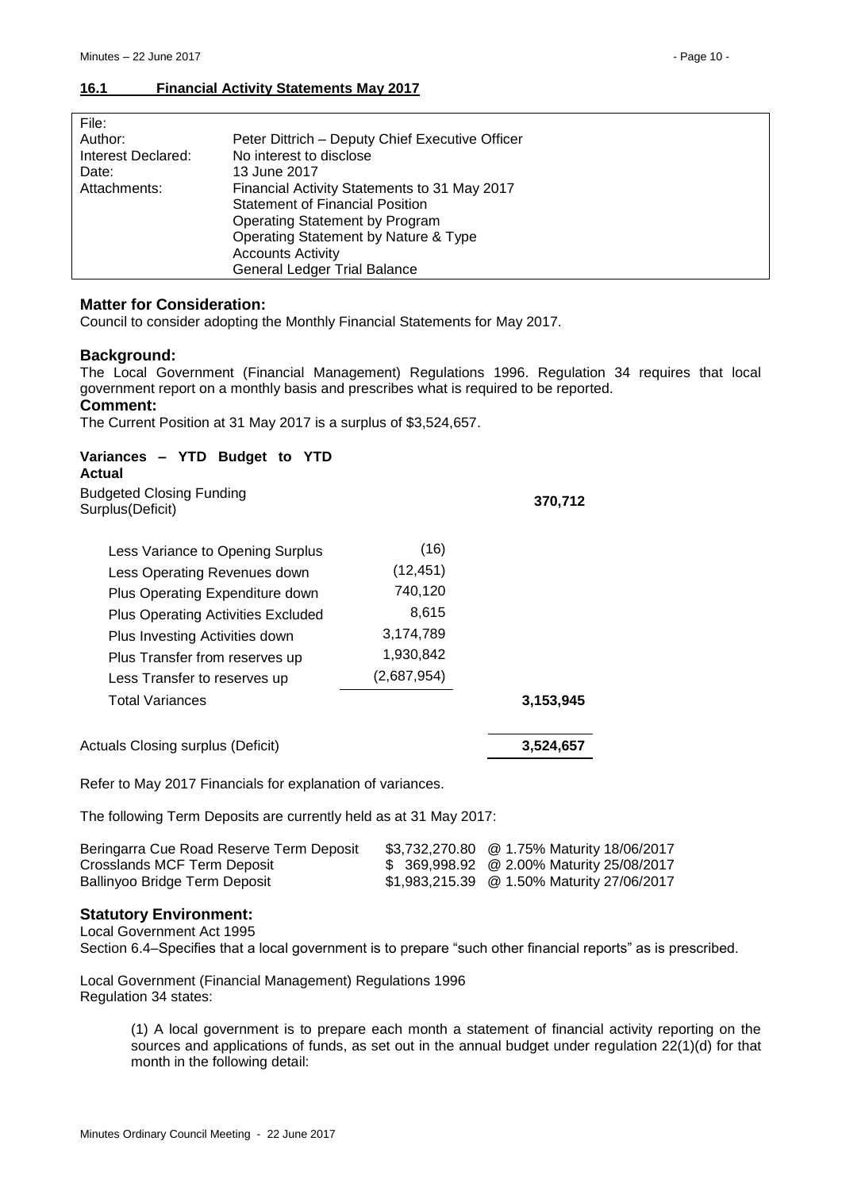## 16.1 Financial Activity Statements May 2017

| | |
|---|---|
| File: | |
| Author: | Peter Dittrich – Deputy Chief Executive Officer |
| Interest Declared: | No interest to disclose |
| Date: | 13 June 2017 |
| Attachments: | Financial Activity Statements to 31 May 2017<br>Statement of Financial Position<br>Operating Statement by Program<br>Operating Statement by Nature & Type<br>Accounts Activity<br>General Ledger Trial Balance |

### Matter for Consideration:

Council to consider adopting the Monthly Financial Statements for May 2017.

### Background:

The Local Government (Financial Management) Regulations 1996. Regulation 34 requires that local government report on a monthly basis and prescribes what is required to be reported.

### Comment:

The Current Position at 31 May 2017 is a surplus of $3,524,657.

**Variances – YTD Budget to YTD Actual**

| | | |
|---|---|---|
| Budgeted Closing Funding Surplus(Deficit) | | **370,712** |
| Less Variance to Opening Surplus | (16) | |
| Less Operating Revenues down | (12,451) | |
| Plus Operating Expenditure down | 740,120 | |
| Plus Operating Activities Excluded | 8,615 | |
| Plus Investing Activities down | 3,174,789 | |
| Plus Transfer from reserves up | 1,930,842 | |
| Less Transfer to reserves up | (2,687,954) | |
| Total Variances | | **3,153,945** |
| Actuals Closing surplus (Deficit) | | **3,524,657** |

Refer to May 2017 Financials for explanation of variances.

The following Term Deposits are currently held as at 31 May 2017:

| | | |
|---|---|---|
| Beringarra Cue Road Reserve Term Deposit | $3,732,270.80 | @ 1.75% Maturity 18/06/2017 |
| Crosslands MCF Term Deposit | $ 369,998.92 | @ 2.00% Maturity 25/08/2017 |
| Ballinyoo Bridge Term Deposit | $1,983,215.39 | @ 1.50% Maturity 27/06/2017 |

### Statutory Environment:

Local Government Act 1995
Section 6.4–Specifies that a local government is to prepare "such other financial reports" as is prescribed.

Local Government (Financial Management) Regulations 1996
Regulation 34 states:

> (1) A local government is to prepare each month a statement of financial activity reporting on the sources and applications of funds, as set out in the annual budget under regulation 22(1)(d) for that month in the following detail: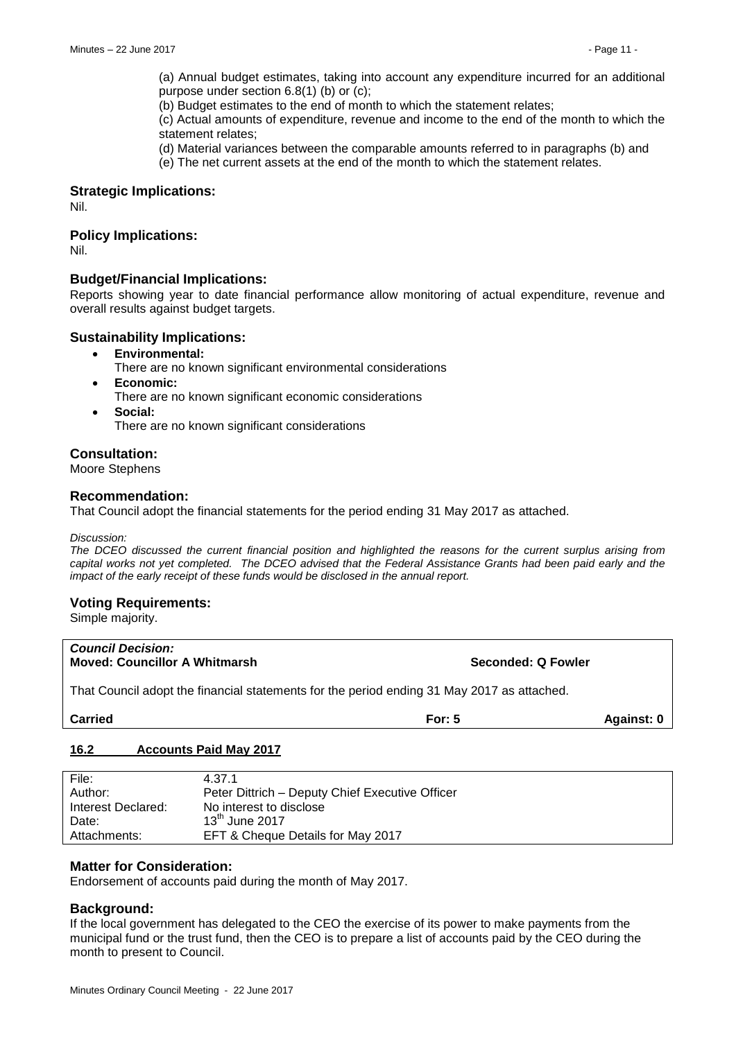(a) Annual budget estimates, taking into account any expenditure incurred for an additional purpose under section 6.8(1) (b) or (c);

(b) Budget estimates to the end of month to which the statement relates;

(c) Actual amounts of expenditure, revenue and income to the end of the month to which the statement relates;

(d) Material variances between the comparable amounts referred to in paragraphs (b) and

(e) The net current assets at the end of the month to which the statement relates.

### Strategic Implications:

Nil.

### Policy Implications:

Nil.

### Budget/Financial Implications:

Reports showing year to date financial performance allow monitoring of actual expenditure, revenue and overall results against budget targets.

### Sustainability Implications:

- **Environmental:**
  There are no known significant environmental considerations
- **Economic:**
  There are no known significant economic considerations
- **Social:**
  There are no known significant considerations

### Consultation:

Moore Stephens

### Recommendation:

That Council adopt the financial statements for the period ending 31 May 2017 as attached.

*Discussion:*

*The DCEO discussed the current financial position and highlighted the reasons for the current surplus arising from capital works not yet completed. The DCEO advised that the Federal Assistance Grants had been paid early and the impact of the early receipt of these funds would be disclosed in the annual report.*

### Voting Requirements:

Simple majority.

***Council Decision:***

**Moved: Councillor A Whitmarsh** **Seconded: Q Fowler**

That Council adopt the financial statements for the period ending 31 May 2017 as attached.

**Carried** **For: 5** **Against: 0**

## 16.2 Accounts Paid May 2017

| | |
|---|---|
| File: | 4.37.1 |
| Author: | Peter Dittrich – Deputy Chief Executive Officer |
| Interest Declared: | No interest to disclose |
| Date: | 13th June 2017 |
| Attachments: | EFT & Cheque Details for May 2017 |

### Matter for Consideration:

Endorsement of accounts paid during the month of May 2017.

### Background:

If the local government has delegated to the CEO the exercise of its power to make payments from the municipal fund or the trust fund, then the CEO is to prepare a list of accounts paid by the CEO during the month to present to Council.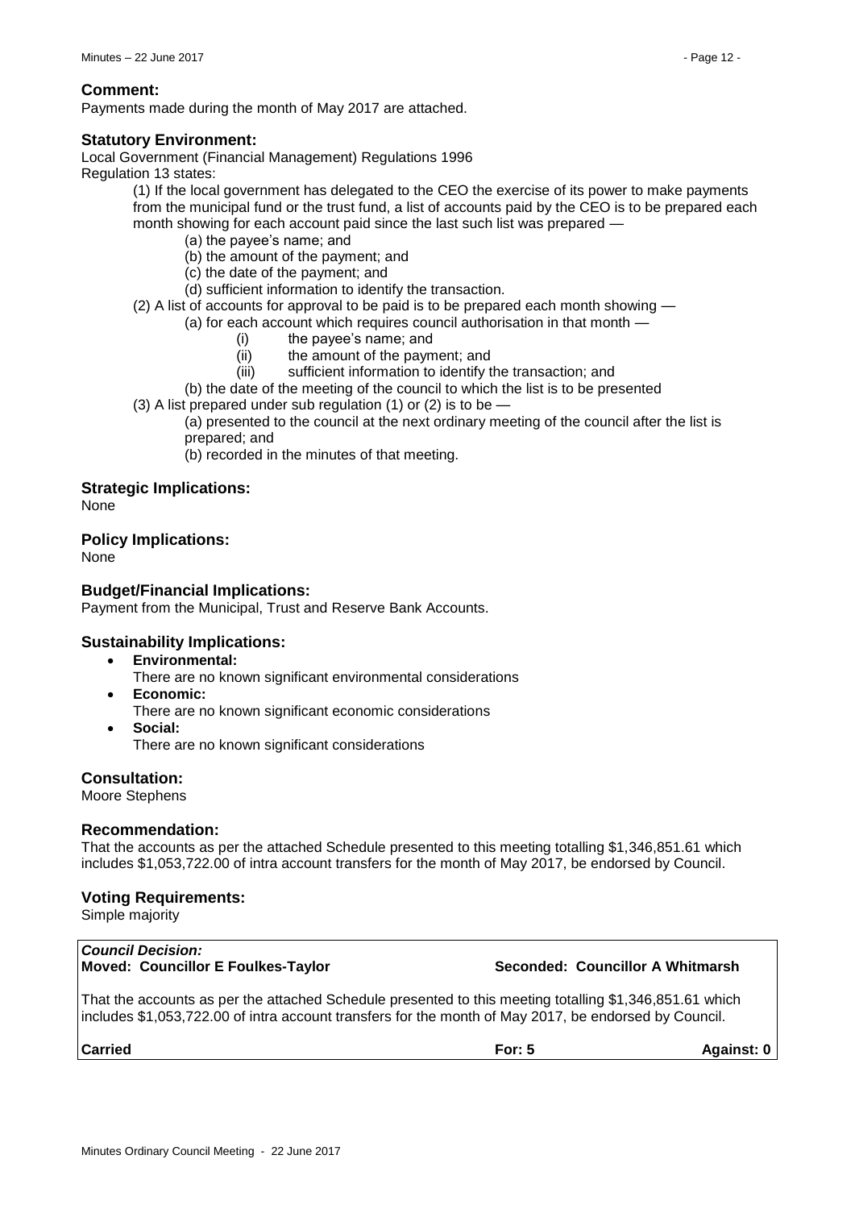### Comment:

Payments made during the month of May 2017 are attached.

### Statutory Environment:

Local Government (Financial Management) Regulations 1996

Regulation 13 states:

(1) If the local government has delegated to the CEO the exercise of its power to make payments from the municipal fund or the trust fund, a list of accounts paid by the CEO is to be prepared each month showing for each account paid since the last such list was prepared —

- (a) the payee's name; and
- (b) the amount of the payment; and
- (c) the date of the payment; and
- (d) sufficient information to identify the transaction.

(2) A list of accounts for approval to be paid is to be prepared each month showing —

- (a) for each account which requires council authorisation in that month —
  - (i) the payee's name; and
  - (ii) the amount of the payment; and
  - (iii) sufficient information to identify the transaction; and
- (b) the date of the meeting of the council to which the list is to be presented

(3) A list prepared under sub regulation (1) or (2) is to be —

- (a) presented to the council at the next ordinary meeting of the council after the list is prepared; and
- (b) recorded in the minutes of that meeting.

### Strategic Implications:

None

### Policy Implications:

None

### Budget/Financial Implications:

Payment from the Municipal, Trust and Reserve Bank Accounts.

### Sustainability Implications:

- **Environmental:**
  There are no known significant environmental considerations
- **Economic:**
  There are no known significant economic considerations
- **Social:**
  There are no known significant considerations

### Consultation:

Moore Stephens

### Recommendation:

That the accounts as per the attached Schedule presented to this meeting totalling $1,346,851.61 which includes $1,053,722.00 of intra account transfers for the month of May 2017, be endorsed by Council.

### Voting Requirements:

Simple majority

***Council Decision:***

**Moved: Councillor E Foulkes-Taylor** **Seconded: Councillor A Whitmarsh**

That the accounts as per the attached Schedule presented to this meeting totalling $1,346,851.61 which includes $1,053,722.00 of intra account transfers for the month of May 2017, be endorsed by Council.

**Carried** **For: 5** **Against: 0**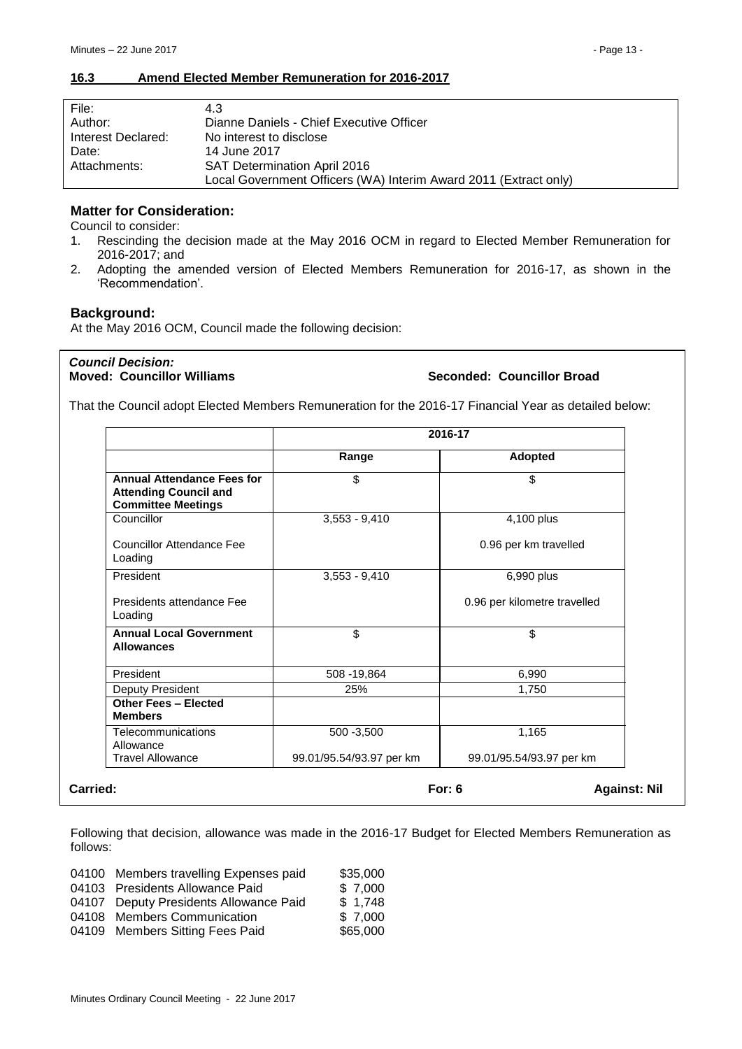## 16.3 Amend Elected Member Remuneration for 2016-2017

| | |
|---|---|
| File: | 4.3 |
| Author: | Dianne Daniels - Chief Executive Officer |
| Interest Declared: | No interest to disclose |
| Date: | 14 June 2017 |
| Attachments: | SAT Determination April 2016<br>Local Government Officers (WA) Interim Award 2011 (Extract only) |

### Matter for Consideration:

Council to consider:

1. Rescinding the decision made at the May 2016 OCM in regard to Elected Member Remuneration for 2016-2017; and
2. Adopting the amended version of Elected Members Remuneration for 2016-17, as shown in the 'Recommendation'.

### Background:

At the May 2016 OCM, Council made the following decision:

***Council Decision:***
**Moved: Councillor Williams** **Seconded: Councillor Broad**

That the Council adopt Elected Members Remuneration for the 2016-17 Financial Year as detailed below:

| | 2016-17 | |
|---|---|---|
| | **Range** | **Adopted** |
| **Annual Attendance Fees for Attending Council and Committee Meetings** | $ | $ |
| Councillor<br><br>Councillor Attendance Fee Loading | 3,553 - 9,410 | 4,100 plus<br><br>0.96 per km travelled |
| President<br><br>Presidents attendance Fee Loading | 3,553 - 9,410 | 6,990 plus<br><br>0.96 per kilometre travelled |
| **Annual Local Government Allowances** | $ | $ |
| President | 508 -19,864 | 6,990 |
| Deputy President | 25% | 1,750 |
| **Other Fees – Elected Members** | | |
| Telecommunications Allowance<br>Travel Allowance | 500 -3,500<br><br>99.01/95.54/93.97 per km | 1,165<br><br>99.01/95.54/93.97 per km |

**Carried:** **For: 6** **Against: Nil**

Following that decision, allowance was made in the 2016-17 Budget for Elected Members Remuneration as follows:

| | | |
|---|---|---|
| 04100 | Members travelling Expenses paid | $35,000 |
| 04103 | Presidents Allowance Paid | $ 7,000 |
| 04107 | Deputy Presidents Allowance Paid | $ 1,748 |
| 04108 | Members Communication | $ 7,000 |
| 04109 | Members Sitting Fees Paid | $65,000 |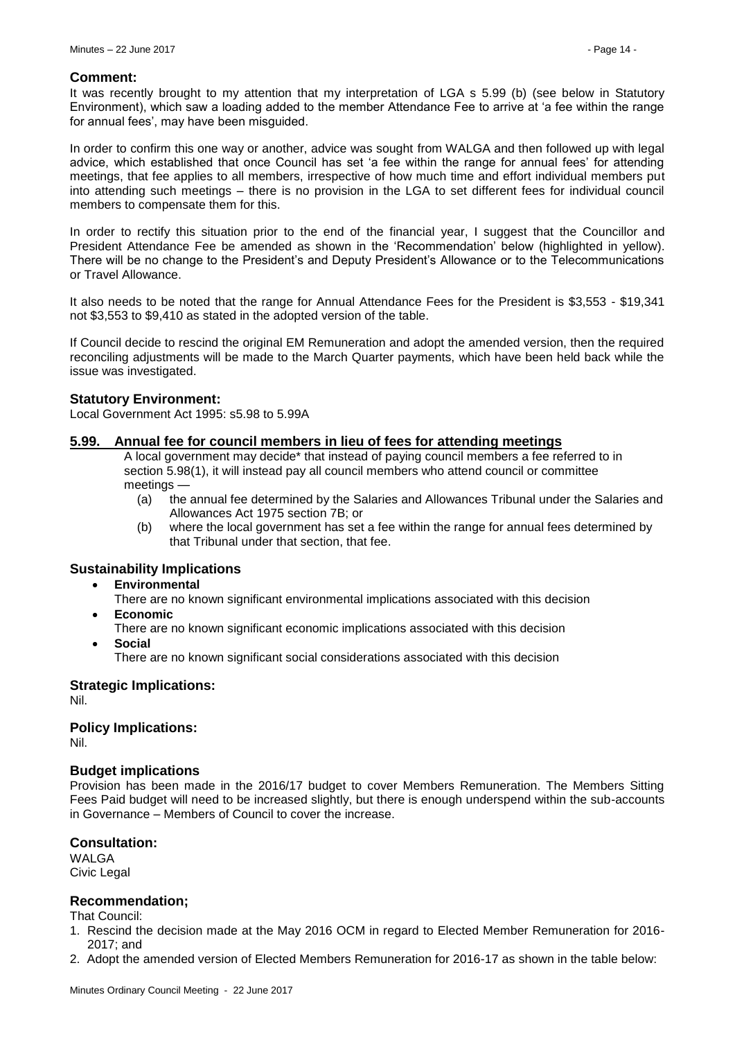## Comment:

It was recently brought to my attention that my interpretation of LGA s 5.99 (b) (see below in Statutory Environment), which saw a loading added to the member Attendance Fee to arrive at 'a fee within the range for annual fees', may have been misguided.

In order to confirm this one way or another, advice was sought from WALGA and then followed up with legal advice, which established that once Council has set 'a fee within the range for annual fees' for attending meetings, that fee applies to all members, irrespective of how much time and effort individual members put into attending such meetings – there is no provision in the LGA to set different fees for individual council members to compensate them for this.

In order to rectify this situation prior to the end of the financial year, I suggest that the Councillor and President Attendance Fee be amended as shown in the 'Recommendation' below (highlighted in yellow). There will be no change to the President's and Deputy President's Allowance or to the Telecommunications or Travel Allowance.

It also needs to be noted that the range for Annual Attendance Fees for the President is \$3,553 - \$19,341 not \$3,553 to \$9,410 as stated in the adopted version of the table.

If Council decide to rescind the original EM Remuneration and adopt the amended version, then the required reconciling adjustments will be made to the March Quarter payments, which have been held back while the issue was investigated.

## Statutory Environment:

Local Government Act 1995: s5.98 to 5.99A

### 5.99. Annual fee for council members in lieu of fees for attending meetings

A local government may decide* that instead of paying council members a fee referred to in section 5.98(1), it will instead pay all council members who attend council or committee meetings —

(a) the annual fee determined by the Salaries and Allowances Tribunal under the Salaries and Allowances Act 1975 section 7B; or

(b) where the local government has set a fee within the range for annual fees determined by that Tribunal under that section, that fee.

## Sustainability Implications

- **Environmental**
  There are no known significant environmental implications associated with this decision
- **Economic**
  There are no known significant economic implications associated with this decision
- **Social**
  There are no known significant social considerations associated with this decision

## Strategic Implications:

Nil.

## Policy Implications:

Nil.

## Budget implications

Provision has been made in the 2016/17 budget to cover Members Remuneration. The Members Sitting Fees Paid budget will need to be increased slightly, but there is enough underspend within the sub-accounts in Governance – Members of Council to cover the increase.

## Consultation:

WALGA
Civic Legal

## Recommendation;

That Council:

1. Rescind the decision made at the May 2016 OCM in regard to Elected Member Remuneration for 2016-2017; and
2. Adopt the amended version of Elected Members Remuneration for 2016-17 as shown in the table below: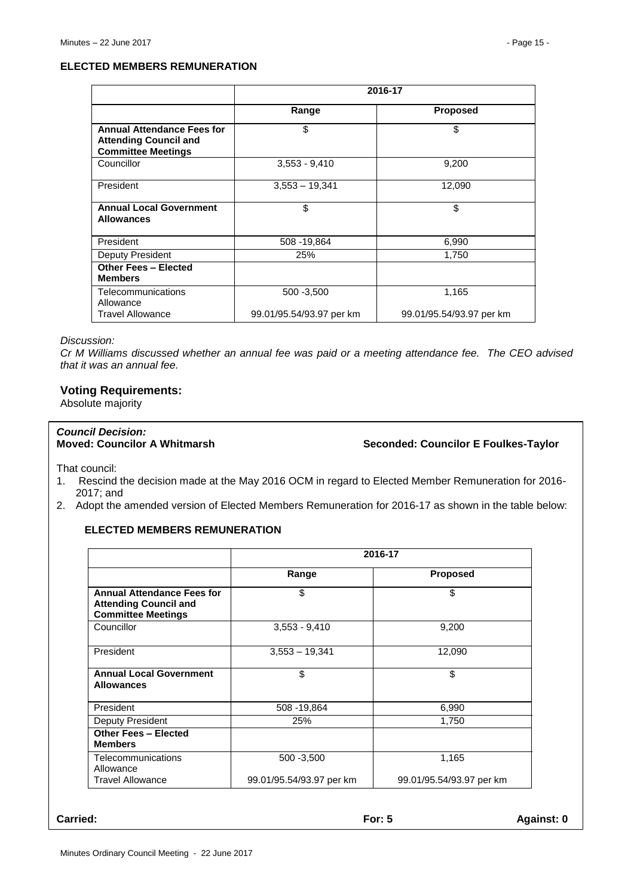### ELECTED MEMBERS REMUNERATION

| | 2016-17 | |
|---|---|---|
| | **Range** | **Proposed** |
| **Annual Attendance Fees for Attending Council and Committee Meetings** | $ | $ |
| Councillor | 3,553 - 9,410 | 9,200 |
| President | 3,553 – 19,341 | 12,090 |
| **Annual Local Government Allowances** | $ | $ |
| President | 508 -19,864 | 6,990 |
| Deputy President | 25% | 1,750 |
| **Other Fees – Elected Members** | | |
| Telecommunications Allowance | 500 -3,500 | 1,165 |
| Travel Allowance | 99.01/95.54/93.97 per km | 99.01/95.54/93.97 per km |

*Discussion:*

*Cr M Williams discussed whether an annual fee was paid or a meeting attendance fee. The CEO advised that it was an annual fee.*

## Voting Requirements:

Absolute majority

***Council Decision:***

**Moved: Councilor A Whitmarsh** **Seconded: Councilor E Foulkes-Taylor**

That council:

1. Rescind the decision made at the May 2016 OCM in regard to Elected Member Remuneration for 2016-2017; and
2. Adopt the amended version of Elected Members Remuneration for 2016-17 as shown in the table below:

### ELECTED MEMBERS REMUNERATION

| | 2016-17 | |
|---|---|---|
| | **Range** | **Proposed** |
| **Annual Attendance Fees for Attending Council and Committee Meetings** | $ | $ |
| Councillor | 3,553 - 9,410 | 9,200 |
| President | 3,553 – 19,341 | 12,090 |
| **Annual Local Government Allowances** | $ | $ |
| President | 508 -19,864 | 6,990 |
| Deputy President | 25% | 1,750 |
| **Other Fees – Elected Members** | | |
| Telecommunications Allowance | 500 -3,500 | 1,165 |
| Travel Allowance | 99.01/95.54/93.97 per km | 99.01/95.54/93.97 per km |

**Carried:** **For: 5** **Against: 0**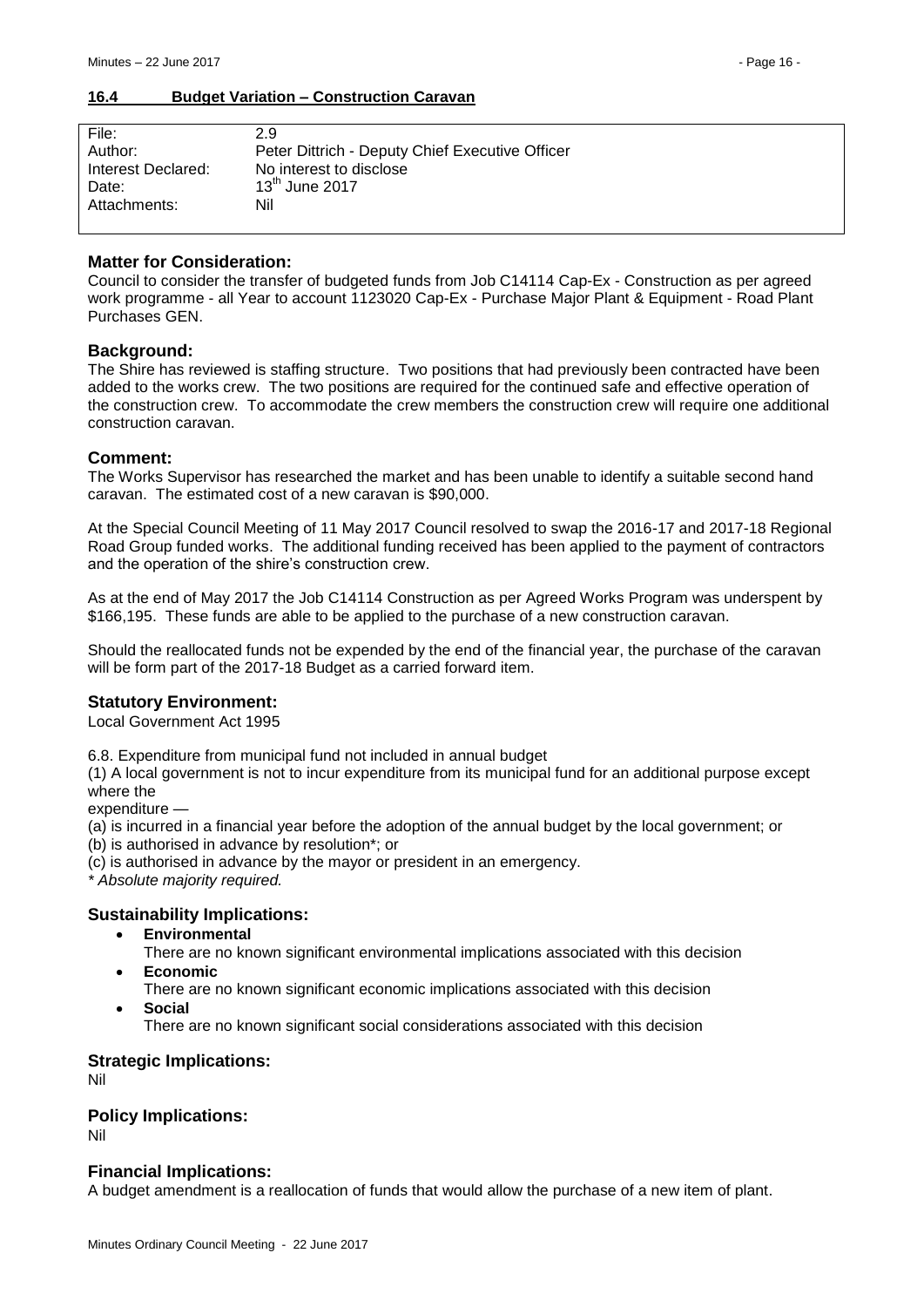## 16.4 Budget Variation – Construction Caravan

| | |
|---|---|
| File: | 2.9 |
| Author: | Peter Dittrich - Deputy Chief Executive Officer |
| Interest Declared: | No interest to disclose |
| Date: | 13th June 2017 |
| Attachments: | Nil |

### Matter for Consideration:

Council to consider the transfer of budgeted funds from Job C14114 Cap-Ex - Construction as per agreed work programme - all Year to account 1123020 Cap-Ex - Purchase Major Plant & Equipment - Road Plant Purchases GEN.

### Background:

The Shire has reviewed is staffing structure. Two positions that had previously been contracted have been added to the works crew. The two positions are required for the continued safe and effective operation of the construction crew. To accommodate the crew members the construction crew will require one additional construction caravan.

### Comment:

The Works Supervisor has researched the market and has been unable to identify a suitable second hand caravan. The estimated cost of a new caravan is $90,000.

At the Special Council Meeting of 11 May 2017 Council resolved to swap the 2016-17 and 2017-18 Regional Road Group funded works. The additional funding received has been applied to the payment of contractors and the operation of the shire's construction crew.

As at the end of May 2017 the Job C14114 Construction as per Agreed Works Program was underspent by $166,195. These funds are able to be applied to the purchase of a new construction caravan.

Should the reallocated funds not be expended by the end of the financial year, the purchase of the caravan will be form part of the 2017-18 Budget as a carried forward item.

### Statutory Environment:

Local Government Act 1995

6.8. Expenditure from municipal fund not included in annual budget

(1) A local government is not to incur expenditure from its municipal fund for an additional purpose except where the

expenditure —

(a) is incurred in a financial year before the adoption of the annual budget by the local government; or

(b) is authorised in advance by resolution*; or

(c) is authorised in advance by the mayor or president in an emergency.

*\* Absolute majority required.*

### Sustainability Implications:

- **Environmental**
  There are no known significant environmental implications associated with this decision
- **Economic**
  There are no known significant economic implications associated with this decision
- **Social**
  There are no known significant social considerations associated with this decision

### Strategic Implications:

Nil

### Policy Implications:

Nil

### Financial Implications:

A budget amendment is a reallocation of funds that would allow the purchase of a new item of plant.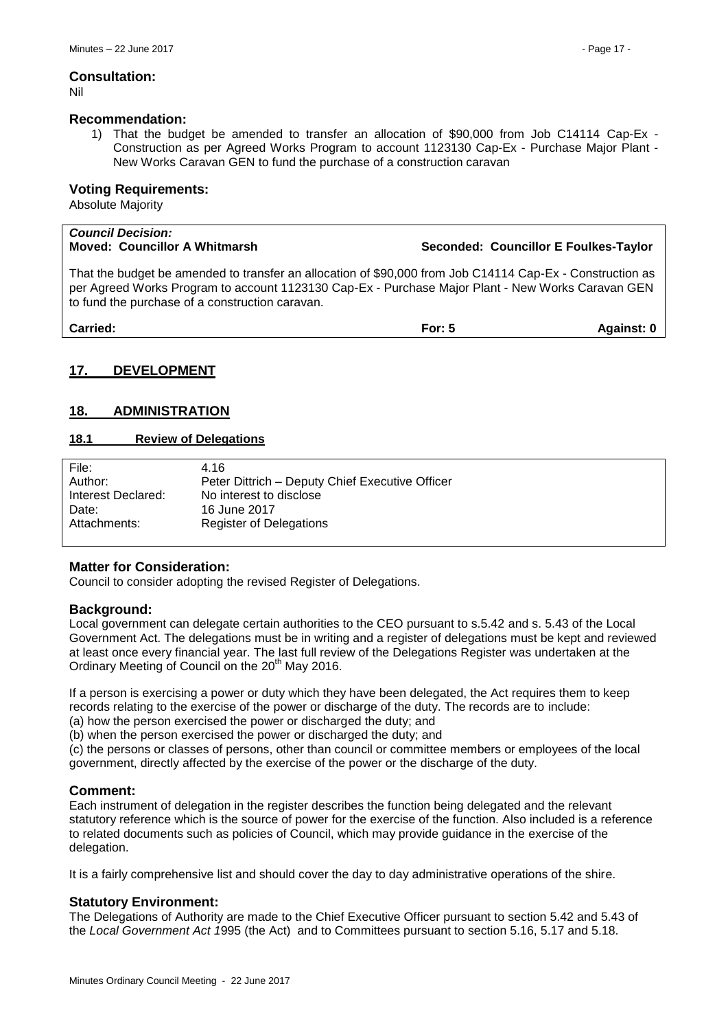### Consultation:

Nil

### Recommendation:

1) That the budget be amended to transfer an allocation of $90,000 from Job C14114 Cap-Ex - Construction as per Agreed Works Program to account 1123130 Cap-Ex - Purchase Major Plant - New Works Caravan GEN to fund the purchase of a construction caravan

### Voting Requirements:

Absolute Majority

***Council Decision:***
**Moved: Councillor A Whitmarsh** **Seconded: Councillor E Foulkes-Taylor**

That the budget be amended to transfer an allocation of $90,000 from Job C14114 Cap-Ex - Construction as per Agreed Works Program to account 1123130 Cap-Ex - Purchase Major Plant - New Works Caravan GEN to fund the purchase of a construction caravan.

**Carried:** **For: 5** **Against: 0**

## 17. DEVELOPMENT

## 18. ADMINISTRATION

### 18.1 Review of Delegations

| | |
|---|---|
| File: | 4.16 |
| Author: | Peter Dittrich – Deputy Chief Executive Officer |
| Interest Declared: | No interest to disclose |
| Date: | 16 June 2017 |
| Attachments: | Register of Delegations |

### Matter for Consideration:

Council to consider adopting the revised Register of Delegations.

### Background:

Local government can delegate certain authorities to the CEO pursuant to s.5.42 and s. 5.43 of the Local Government Act. The delegations must be in writing and a register of delegations must be kept and reviewed at least once every financial year. The last full review of the Delegations Register was undertaken at the Ordinary Meeting of Council on the 20th May 2016.

If a person is exercising a power or duty which they have been delegated, the Act requires them to keep records relating to the exercise of the power or discharge of the duty. The records are to include:
(a) how the person exercised the power or discharged the duty; and
(b) when the person exercised the power or discharged the duty; and
(c) the persons or classes of persons, other than council or committee members or employees of the local government, directly affected by the exercise of the power or the discharge of the duty.

### Comment:

Each instrument of delegation in the register describes the function being delegated and the relevant statutory reference which is the source of power for the exercise of the function. Also included is a reference to related documents such as policies of Council, which may provide guidance in the exercise of the delegation.

It is a fairly comprehensive list and should cover the day to day administrative operations of the shire.

### Statutory Environment:

The Delegations of Authority are made to the Chief Executive Officer pursuant to section 5.42 and 5.43 of the *Local Government Act 1*995 (the Act) and to Committees pursuant to section 5.16, 5.17 and 5.18.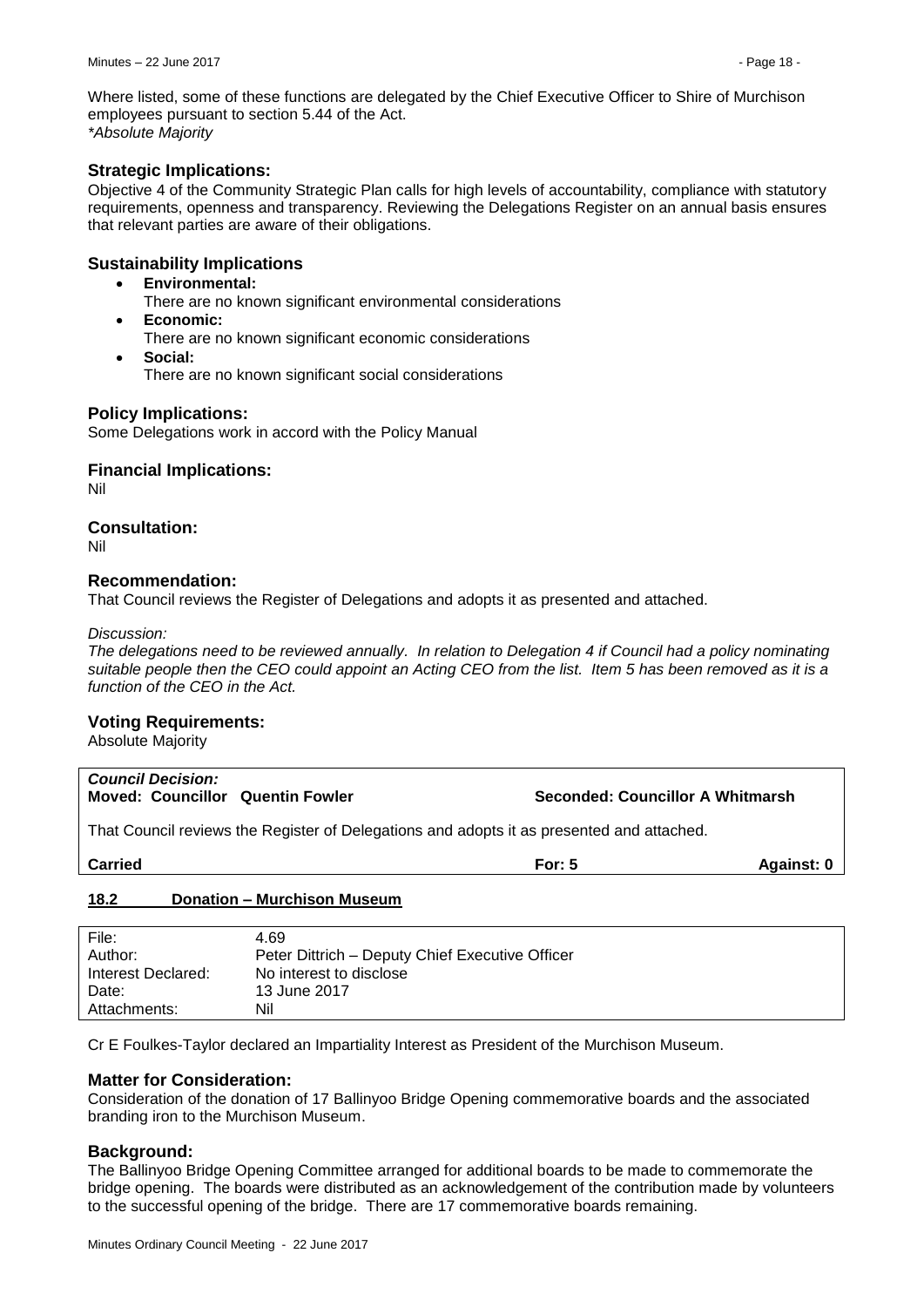Where listed, some of these functions are delegated by the Chief Executive Officer to Shire of Murchison employees pursuant to section 5.44 of the Act.
*\*Absolute Majority*

### Strategic Implications:

Objective 4 of the Community Strategic Plan calls for high levels of accountability, compliance with statutory requirements, openness and transparency. Reviewing the Delegations Register on an annual basis ensures that relevant parties are aware of their obligations.

### Sustainability Implications

- **Environmental:**
  There are no known significant environmental considerations
- **Economic:**
  There are no known significant economic considerations
- **Social:**
  There are no known significant social considerations

### Policy Implications:

Some Delegations work in accord with the Policy Manual

### Financial Implications:

Nil

### Consultation:

Nil

### Recommendation:

That Council reviews the Register of Delegations and adopts it as presented and attached.

*Discussion:*
*The delegations need to be reviewed annually. In relation to Delegation 4 if Council had a policy nominating suitable people then the CEO could appoint an Acting CEO from the list. Item 5 has been removed as it is a function of the CEO in the Act.*

### Voting Requirements:

Absolute Majority

| ***Council Decision:*** | | |
|---|---|---|
| **Moved: Councillor Quentin Fowler** | **Seconded: Councillor A Whitmarsh** | |
| That Council reviews the Register of Delegations and adopts it as presented and attached. | | |
| **Carried** | **For: 5** | **Against: 0** |

## 18.2 Donation – Murchison Museum

| | |
|---|---|
| File: | 4.69 |
| Author: | Peter Dittrich – Deputy Chief Executive Officer |
| Interest Declared: | No interest to disclose |
| Date: | 13 June 2017 |
| Attachments: | Nil |

Cr E Foulkes-Taylor declared an Impartiality Interest as President of the Murchison Museum.

### Matter for Consideration:

Consideration of the donation of 17 Ballinyoo Bridge Opening commemorative boards and the associated branding iron to the Murchison Museum.

### Background:

The Ballinyoo Bridge Opening Committee arranged for additional boards to be made to commemorate the bridge opening. The boards were distributed as an acknowledgement of the contribution made by volunteers to the successful opening of the bridge. There are 17 commemorative boards remaining.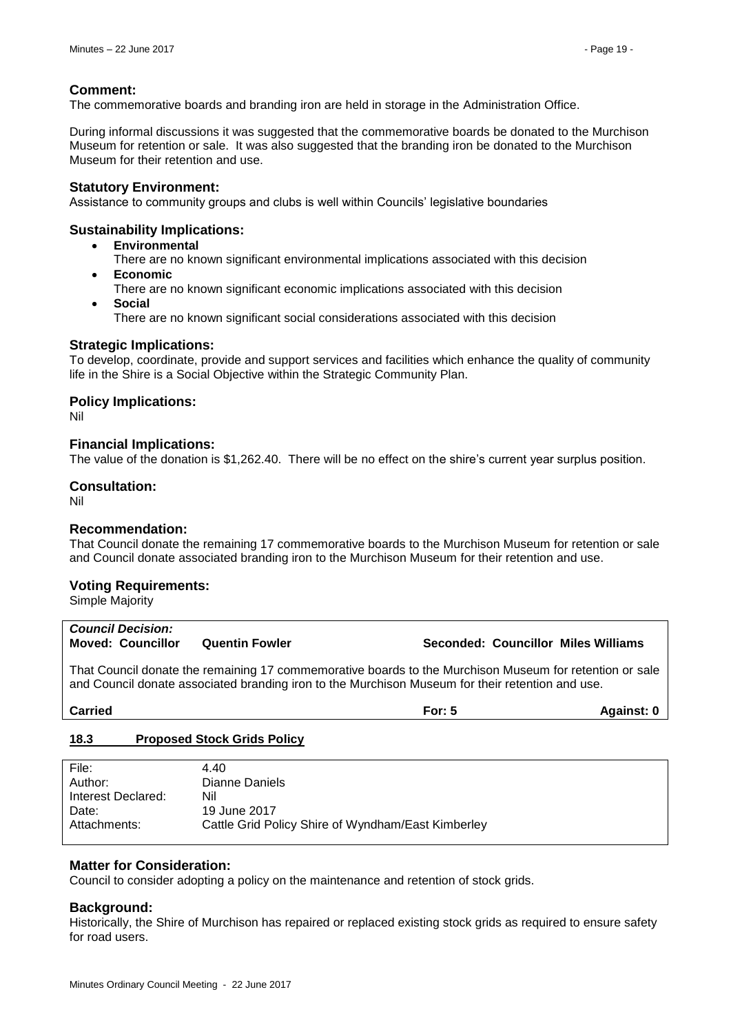### Comment:

The commemorative boards and branding iron are held in storage in the Administration Office.

During informal discussions it was suggested that the commemorative boards be donated to the Murchison Museum for retention or sale. It was also suggested that the branding iron be donated to the Murchison Museum for their retention and use.

### Statutory Environment:

Assistance to community groups and clubs is well within Councils' legislative boundaries

### Sustainability Implications:

- **Environmental**
  There are no known significant environmental implications associated with this decision
- **Economic**
  There are no known significant economic implications associated with this decision
- **Social**
  There are no known significant social considerations associated with this decision

### Strategic Implications:

To develop, coordinate, provide and support services and facilities which enhance the quality of community life in the Shire is a Social Objective within the Strategic Community Plan.

### Policy Implications:

Nil

### Financial Implications:

The value of the donation is $1,262.40. There will be no effect on the shire's current year surplus position.

### Consultation:

Nil

### Recommendation:

That Council donate the remaining 17 commemorative boards to the Murchison Museum for retention or sale and Council donate associated branding iron to the Murchison Museum for their retention and use.

### Voting Requirements:

Simple Majority

***Council Decision:***
**Moved: Councillor Quentin Fowler** **Seconded: Councillor Miles Williams**

That Council donate the remaining 17 commemorative boards to the Murchison Museum for retention or sale and Council donate associated branding iron to the Murchison Museum for their retention and use.

**Carried** **For: 5** **Against: 0**

## 18.3 Proposed Stock Grids Policy

| | |
|---|---|
| File: | 4.40 |
| Author: | Dianne Daniels |
| Interest Declared: | Nil |
| Date: | 19 June 2017 |
| Attachments: | Cattle Grid Policy Shire of Wyndham/East Kimberley |

### Matter for Consideration:

Council to consider adopting a policy on the maintenance and retention of stock grids.

### Background:

Historically, the Shire of Murchison has repaired or replaced existing stock grids as required to ensure safety for road users.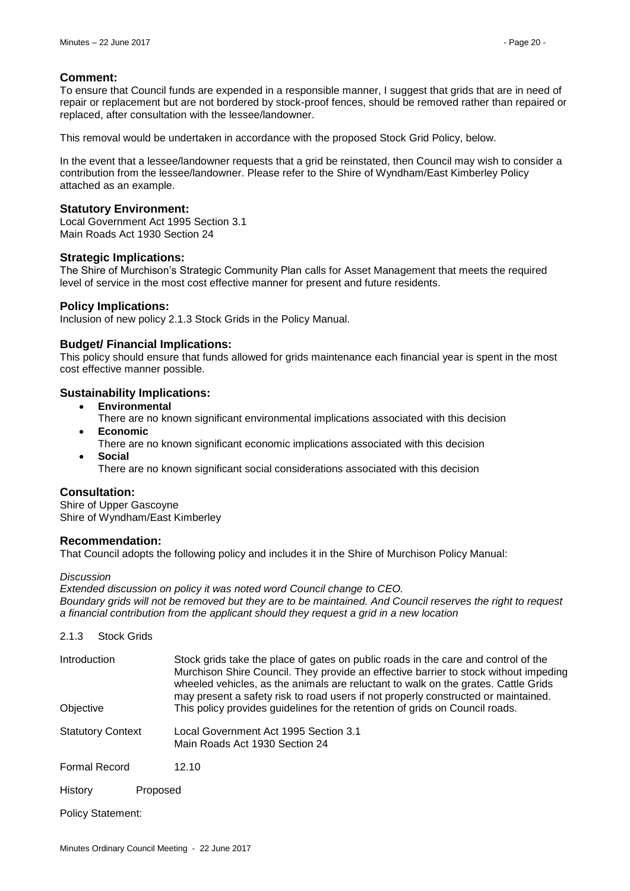### Comment:

To ensure that Council funds are expended in a responsible manner, I suggest that grids that are in need of repair or replacement but are not bordered by stock-proof fences, should be removed rather than repaired or replaced, after consultation with the lessee/landowner.

This removal would be undertaken in accordance with the proposed Stock Grid Policy, below.

In the event that a lessee/landowner requests that a grid be reinstated, then Council may wish to consider a contribution from the lessee/landowner. Please refer to the Shire of Wyndham/East Kimberley Policy attached as an example.

### Statutory Environment:

Local Government Act 1995 Section 3.1
Main Roads Act 1930 Section 24

### Strategic Implications:

The Shire of Murchison's Strategic Community Plan calls for Asset Management that meets the required level of service in the most cost effective manner for present and future residents.

### Policy Implications:

Inclusion of new policy 2.1.3 Stock Grids in the Policy Manual.

### Budget/ Financial Implications:

This policy should ensure that funds allowed for grids maintenance each financial year is spent in the most cost effective manner possible.

### Sustainability Implications:

- **Environmental**
  There are no known significant environmental implications associated with this decision
- **Economic**
  There are no known significant economic implications associated with this decision
- **Social**
  There are no known significant social considerations associated with this decision

### Consultation:

Shire of Upper Gascoyne
Shire of Wyndham/East Kimberley

### Recommendation:

That Council adopts the following policy and includes it in the Shire of Murchison Policy Manual:

*Discussion*
*Extended discussion on policy it was noted word Council change to CEO.*
*Boundary grids will not be removed but they are to be maintained. And Council reserves the right to request a financial contribution from the applicant should they request a grid in a new location*

2.1.3 Stock Grids

| | |
|---|---|
| Introduction | Stock grids take the place of gates on public roads in the care and control of the Murchison Shire Council. They provide an effective barrier to stock without impeding wheeled vehicles, as the animals are reluctant to walk on the grates. Cattle Grids may present a safety risk to road users if not properly constructed or maintained. |
| Objective | This policy provides guidelines for the retention of grids on Council roads. |
| Statutory Context | Local Government Act 1995 Section 3.1<br>Main Roads Act 1930 Section 24 |
| Formal Record | 12.10 |
| History | Proposed |

Policy Statement: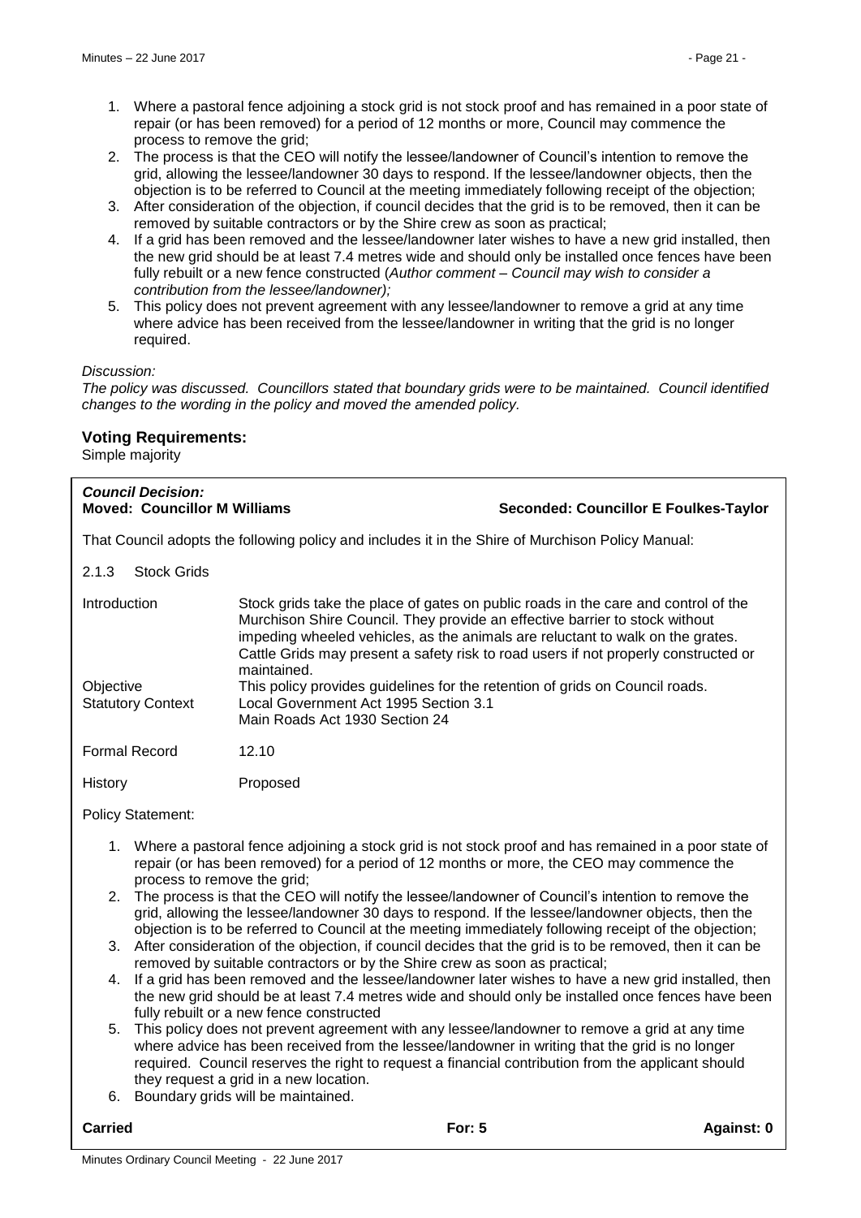1. Where a pastoral fence adjoining a stock grid is not stock proof and has remained in a poor state of repair (or has been removed) for a period of 12 months or more, Council may commence the process to remove the grid;
2. The process is that the CEO will notify the lessee/landowner of Council's intention to remove the grid, allowing the lessee/landowner 30 days to respond. If the lessee/landowner objects, then the objection is to be referred to Council at the meeting immediately following receipt of the objection;
3. After consideration of the objection, if council decides that the grid is to be removed, then it can be removed by suitable contractors or by the Shire crew as soon as practical;
4. If a grid has been removed and the lessee/landowner later wishes to have a new grid installed, then the new grid should be at least 7.4 metres wide and should only be installed once fences have been fully rebuilt or a new fence constructed (*Author comment – Council may wish to consider a contribution from the lessee/landowner);*
5. This policy does not prevent agreement with any lessee/landowner to remove a grid at any time where advice has been received from the lessee/landowner in writing that the grid is no longer required.

*Discussion:*
*The policy was discussed. Councillors stated that boundary grids were to be maintained. Council identified changes to the wording in the policy and moved the amended policy.*

### Voting Requirements:

Simple majority

***Council Decision:***
**Moved: Councillor M Williams** **Seconded: Councillor E Foulkes-Taylor**

That Council adopts the following policy and includes it in the Shire of Murchison Policy Manual:

2.1.3 Stock Grids

| | |
|---|---|
| Introduction | Stock grids take the place of gates on public roads in the care and control of the Murchison Shire Council. They provide an effective barrier to stock without impeding wheeled vehicles, as the animals are reluctant to walk on the grates. Cattle Grids may present a safety risk to road users if not properly constructed or maintained. |
| Objective | This policy provides guidelines for the retention of grids on Council roads. |
| Statutory Context | Local Government Act 1995 Section 3.1<br>Main Roads Act 1930 Section 24 |
| Formal Record | 12.10 |
| History | Proposed |

Policy Statement:

1. Where a pastoral fence adjoining a stock grid is not stock proof and has remained in a poor state of repair (or has been removed) for a period of 12 months or more, the CEO may commence the process to remove the grid;
2. The process is that the CEO will notify the lessee/landowner of Council's intention to remove the grid, allowing the lessee/landowner 30 days to respond. If the lessee/landowner objects, then the objection is to be referred to Council at the meeting immediately following receipt of the objection;
3. After consideration of the objection, if council decides that the grid is to be removed, then it can be removed by suitable contractors or by the Shire crew as soon as practical;
4. If a grid has been removed and the lessee/landowner later wishes to have a new grid installed, then the new grid should be at least 7.4 metres wide and should only be installed once fences have been fully rebuilt or a new fence constructed
5. This policy does not prevent agreement with any lessee/landowner to remove a grid at any time where advice has been received from the lessee/landowner in writing that the grid is no longer required. Council reserves the right to request a financial contribution from the applicant should they request a grid in a new location.
6. Boundary grids will be maintained.

**Carried** **For: 5** **Against: 0**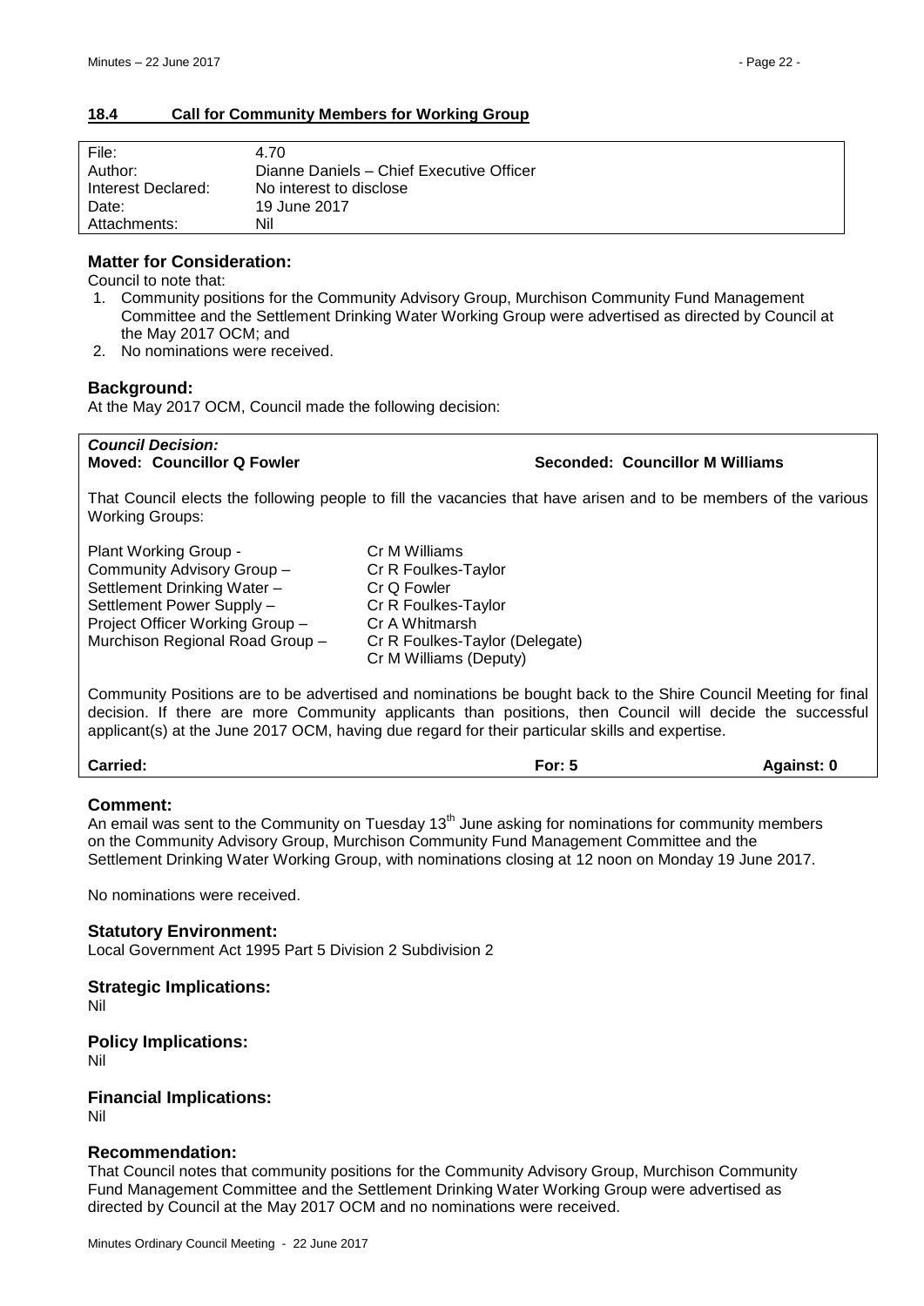## 18.4 Call for Community Members for Working Group

| | |
|---|---|
| File: | 4.70 |
| Author: | Dianne Daniels – Chief Executive Officer |
| Interest Declared: | No interest to disclose |
| Date: | 19 June 2017 |
| Attachments: | Nil |

### Matter for Consideration:

Council to note that:

1. Community positions for the Community Advisory Group, Murchison Community Fund Management Committee and the Settlement Drinking Water Working Group were advertised as directed by Council at the May 2017 OCM; and
2. No nominations were received.

### Background:

At the May 2017 OCM, Council made the following decision:

***Council Decision:***

**Moved: Councillor Q Fowler** **Seconded: Councillor M Williams**

That Council elects the following people to fill the vacancies that have arisen and to be members of the various Working Groups:

| | |
|---|---|
| Plant Working Group - | Cr M Williams |
| Community Advisory Group – | Cr R Foulkes-Taylor |
| Settlement Drinking Water – | Cr Q Fowler |
| Settlement Power Supply – | Cr R Foulkes-Taylor |
| Project Officer Working Group – | Cr A Whitmarsh |
| Murchison Regional Road Group – | Cr R Foulkes-Taylor (Delegate)<br>Cr M Williams (Deputy) |

Community Positions are to be advertised and nominations be bought back to the Shire Council Meeting for final decision. If there are more Community applicants than positions, then Council will decide the successful applicant(s) at the June 2017 OCM, having due regard for their particular skills and expertise.

**Carried:** **For: 5** **Against: 0**

### Comment:

An email was sent to the Community on Tuesday 13th June asking for nominations for community members on the Community Advisory Group, Murchison Community Fund Management Committee and the Settlement Drinking Water Working Group, with nominations closing at 12 noon on Monday 19 June 2017.

No nominations were received.

### Statutory Environment:

Local Government Act 1995 Part 5 Division 2 Subdivision 2

### Strategic Implications:

Nil

### Policy Implications:

Nil

### Financial Implications:

Nil

### Recommendation:

That Council notes that community positions for the Community Advisory Group, Murchison Community Fund Management Committee and the Settlement Drinking Water Working Group were advertised as directed by Council at the May 2017 OCM and no nominations were received.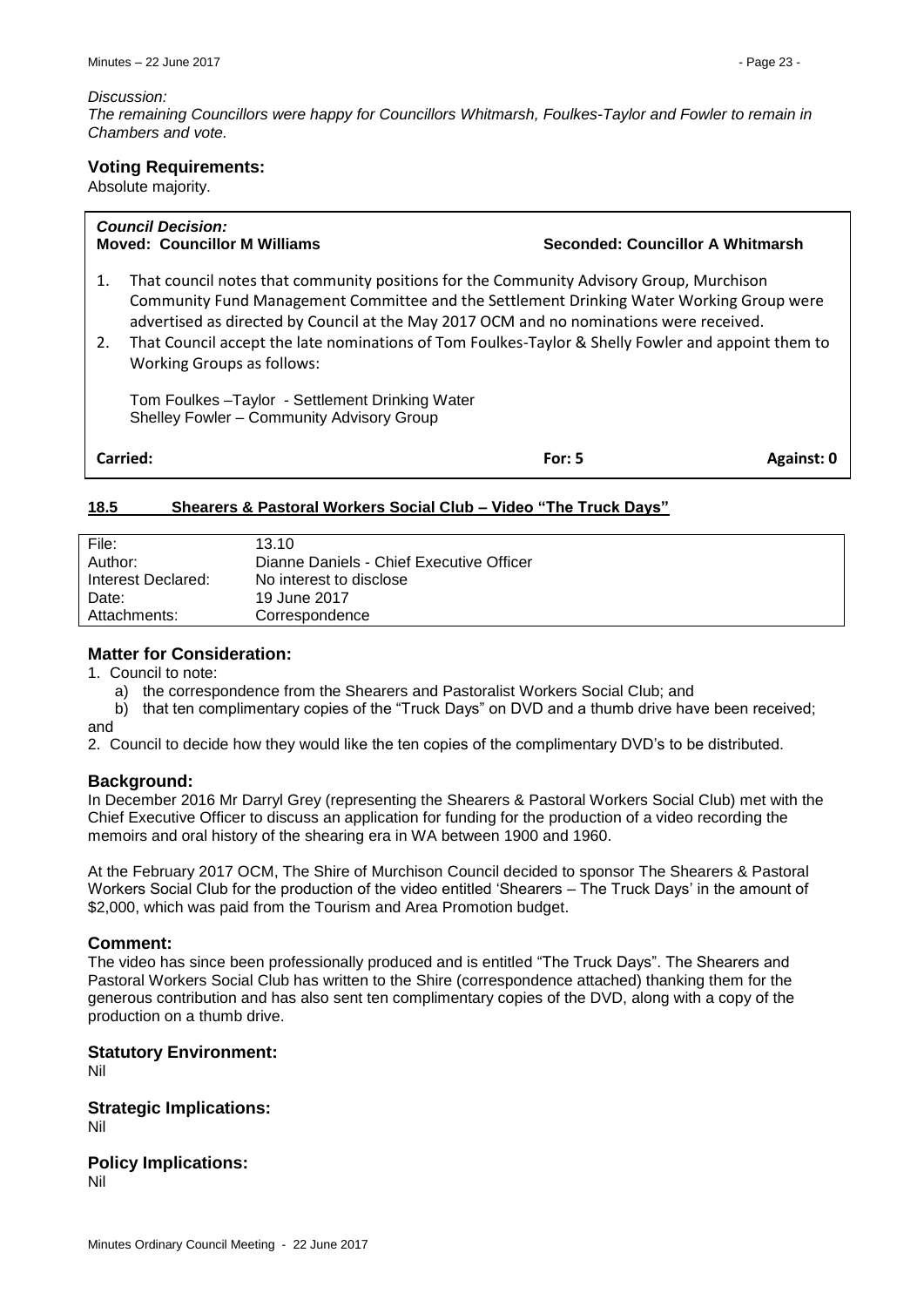*Discussion:*
*The remaining Councillors were happy for Councillors Whitmarsh, Foulkes-Taylor and Fowler to remain in Chambers and vote.*

### Voting Requirements:

Absolute majority.

***Council Decision:***
**Moved: Councillor M Williams** **Seconded: Councillor A Whitmarsh**

1. That council notes that community positions for the Community Advisory Group, Murchison Community Fund Management Committee and the Settlement Drinking Water Working Group were advertised as directed by Council at the May 2017 OCM and no nominations were received.
2. That Council accept the late nominations of Tom Foulkes-Taylor & Shelly Fowler and appoint them to Working Groups as follows:

   Tom Foulkes –Taylor - Settlement Drinking Water
   Shelley Fowler – Community Advisory Group

**Carried:** **For: 5** **Against: 0**

## 18.5 Shearers & Pastoral Workers Social Club – Video "The Truck Days"

| | |
|---|---|
| File: | 13.10 |
| Author: | Dianne Daniels - Chief Executive Officer |
| Interest Declared: | No interest to disclose |
| Date: | 19 June 2017 |
| Attachments: | Correspondence |

### Matter for Consideration:

1. Council to note:
   a) the correspondence from the Shearers and Pastoralist Workers Social Club; and
   b) that ten complimentary copies of the "Truck Days" on DVD and a thumb drive have been received;

and

2. Council to decide how they would like the ten copies of the complimentary DVD's to be distributed.

### Background:

In December 2016 Mr Darryl Grey (representing the Shearers & Pastoral Workers Social Club) met with the Chief Executive Officer to discuss an application for funding for the production of a video recording the memoirs and oral history of the shearing era in WA between 1900 and 1960.

At the February 2017 OCM, The Shire of Murchison Council decided to sponsor The Shearers & Pastoral Workers Social Club for the production of the video entitled 'Shearers – The Truck Days' in the amount of $2,000, which was paid from the Tourism and Area Promotion budget.

### Comment:

The video has since been professionally produced and is entitled "The Truck Days". The Shearers and Pastoral Workers Social Club has written to the Shire (correspondence attached) thanking them for the generous contribution and has also sent ten complimentary copies of the DVD, along with a copy of the production on a thumb drive.

### Statutory Environment:

Nil

### Strategic Implications:

Nil

### Policy Implications:

Nil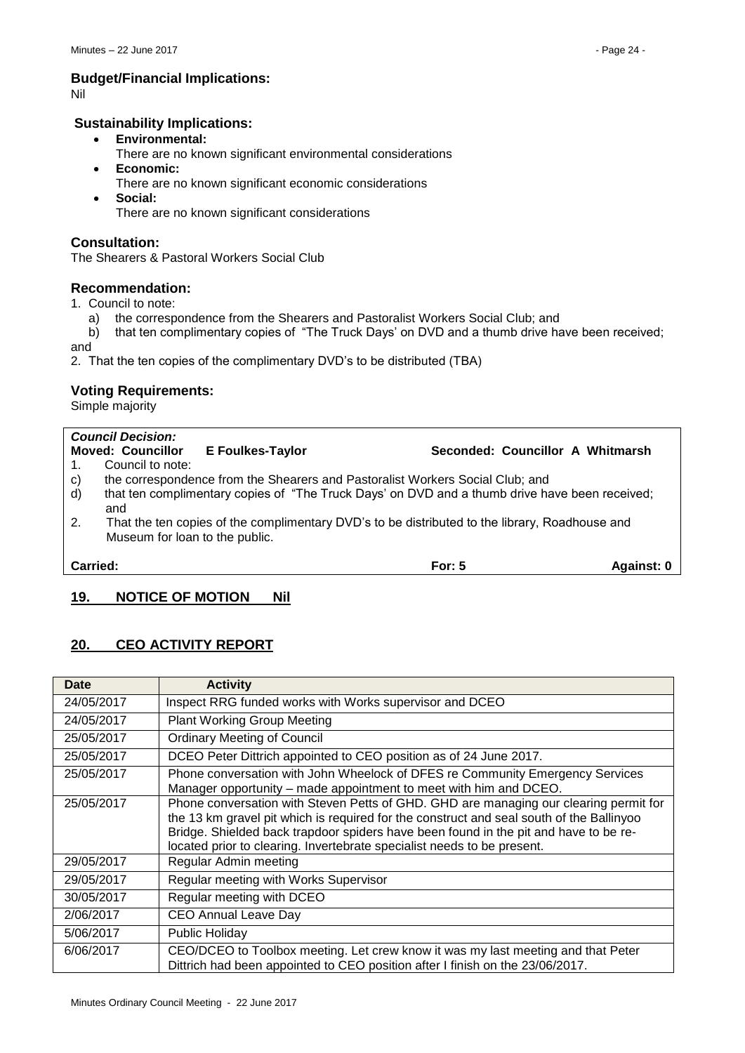### Budget/Financial Implications:

Nil

### Sustainability Implications:

- **Environmental:**
  There are no known significant environmental considerations
- **Economic:**
  There are no known significant economic considerations
- **Social:**
  There are no known significant considerations

### Consultation:

The Shearers & Pastoral Workers Social Club

### Recommendation:

1. Council to note:
   a) the correspondence from the Shearers and Pastoralist Workers Social Club; and
   b) that ten complimentary copies of "The Truck Days' on DVD and a thumb drive have been received;

and

2. That the ten copies of the complimentary DVD's to be distributed (TBA)

### Voting Requirements:

Simple majority

***Council Decision:***

**Moved: Councillor E Foulkes-Taylor** **Seconded: Councillor A Whitmarsh**

1. Council to note:

c) the correspondence from the Shearers and Pastoralist Workers Social Club; and

d) that ten complimentary copies of "The Truck Days' on DVD and a thumb drive have been received; and

2. That the ten copies of the complimentary DVD's to be distributed to the library, Roadhouse and Museum for loan to the public.

**Carried:** **For: 5** **Against: 0**

## 19. NOTICE OF MOTION Nil

## 20. CEO ACTIVITY REPORT

| Date | Activity |
|---|---|
| 24/05/2017 | Inspect RRG funded works with Works supervisor and DCEO |
| 24/05/2017 | Plant Working Group Meeting |
| 25/05/2017 | Ordinary Meeting of Council |
| 25/05/2017 | DCEO Peter Dittrich appointed to CEO position as of 24 June 2017. |
| 25/05/2017 | Phone conversation with John Wheelock of DFES re Community Emergency Services Manager opportunity – made appointment to meet with him and DCEO. |
| 25/05/2017 | Phone conversation with Steven Petts of GHD. GHD are managing our clearing permit for the 13 km gravel pit which is required for the construct and seal south of the Ballinyoo Bridge. Shielded back trapdoor spiders have been found in the pit and have to be re-located prior to clearing. Invertebrate specialist needs to be present. |
| 29/05/2017 | Regular Admin meeting |
| 29/05/2017 | Regular meeting with Works Supervisor |
| 30/05/2017 | Regular meeting with DCEO |
| 2/06/2017 | CEO Annual Leave Day |
| 5/06/2017 | Public Holiday |
| 6/06/2017 | CEO/DCEO to Toolbox meeting. Let crew know it was my last meeting and that Peter Dittrich had been appointed to CEO position after I finish on the 23/06/2017. |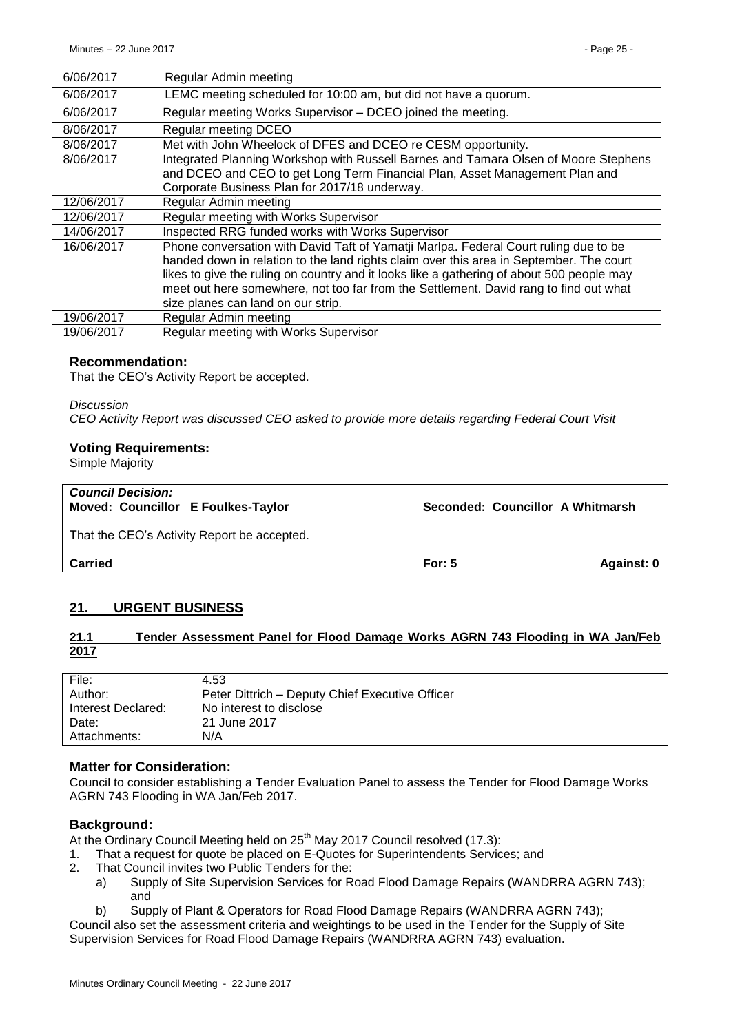| 6/06/2017 | Regular Admin meeting |
|---|---|
| 6/06/2017 | LEMC meeting scheduled for 10:00 am, but did not have a quorum. |
| 6/06/2017 | Regular meeting Works Supervisor – DCEO joined the meeting. |
| 8/06/2017 | Regular meeting DCEO |
| 8/06/2017 | Met with John Wheelock of DFES and DCEO re CESM opportunity. |
| 8/06/2017 | Integrated Planning Workshop with Russell Barnes and Tamara Olsen of Moore Stephens and DCEO and CEO to get Long Term Financial Plan, Asset Management Plan and Corporate Business Plan for 2017/18 underway. |
| 12/06/2017 | Regular Admin meeting |
| 12/06/2017 | Regular meeting with Works Supervisor |
| 14/06/2017 | Inspected RRG funded works with Works Supervisor |
| 16/06/2017 | Phone conversation with David Taft of Yamatji Marlpa. Federal Court ruling due to be handed down in relation to the land rights claim over this area in September. The court likes to give the ruling on country and it looks like a gathering of about 500 people may meet out here somewhere, not too far from the Settlement. David rang to find out what size planes can land on our strip. |
| 19/06/2017 | Regular Admin meeting |
| 19/06/2017 | Regular meeting with Works Supervisor |

### Recommendation:

That the CEO's Activity Report be accepted.

*Discussion*

*CEO Activity Report was discussed CEO asked to provide more details regarding Federal Court Visit*

### Voting Requirements:

Simple Majority

| ***Council Decision:*** **Moved: Councillor E Foulkes-Taylor** | **Seconded: Councillor A Whitmarsh** | |
|---|---|---|
| That the CEO's Activity Report be accepted. | | |
| **Carried** | **For: 5** | **Against: 0** |

## 21. URGENT BUSINESS

### 21.1 Tender Assessment Panel for Flood Damage Works AGRN 743 Flooding in WA Jan/Feb 2017

| File: | 4.53 |
|---|---|
| Author: | Peter Dittrich – Deputy Chief Executive Officer |
| Interest Declared: | No interest to disclose |
| Date: | 21 June 2017 |
| Attachments: | N/A |

### Matter for Consideration:

Council to consider establishing a Tender Evaluation Panel to assess the Tender for Flood Damage Works AGRN 743 Flooding in WA Jan/Feb 2017.

### Background:

At the Ordinary Council Meeting held on 25th May 2017 Council resolved (17.3):

1. That a request for quote be placed on E-Quotes for Superintendents Services; and
2. That Council invites two Public Tenders for the:
   a) Supply of Site Supervision Services for Road Flood Damage Repairs (WANDRRA AGRN 743); and
   b) Supply of Plant & Operators for Road Flood Damage Repairs (WANDRRA AGRN 743);

Council also set the assessment criteria and weightings to be used in the Tender for the Supply of Site Supervision Services for Road Flood Damage Repairs (WANDRRA AGRN 743) evaluation.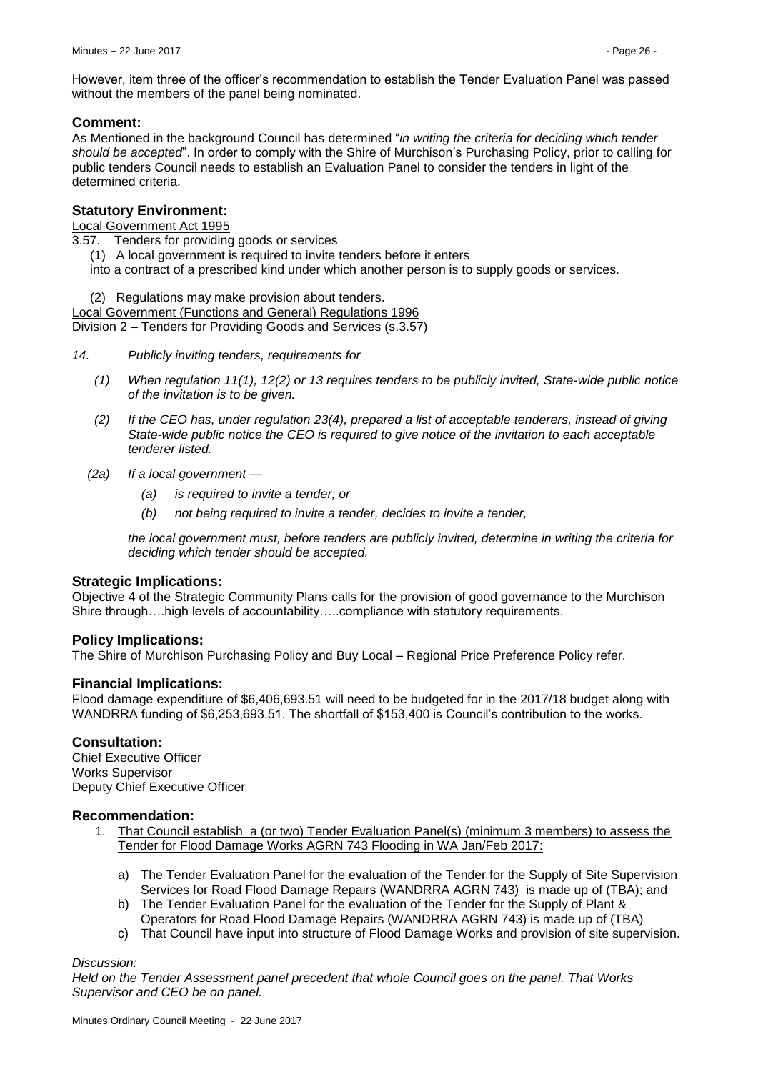However, item three of the officer's recommendation to establish the Tender Evaluation Panel was passed without the members of the panel being nominated.

## Comment:

As Mentioned in the background Council has determined "*in writing the criteria for deciding which tender should be accepted*". In order to comply with the Shire of Murchison's Purchasing Policy, prior to calling for public tenders Council needs to establish an Evaluation Panel to consider the tenders in light of the determined criteria.

## Statutory Environment:

<u>Local Government Act 1995</u>

3.57. Tenders for providing goods or services

(1) A local government is required to invite tenders before it enters into a contract of a prescribed kind under which another person is to supply goods or services.

(2) Regulations may make provision about tenders.

<u>Local Government (Functions and General) Regulations 1996</u>

Division 2 – Tenders for Providing Goods and Services (s.3.57)

*14. Publicly inviting tenders, requirements for*

*(1) When regulation 11(1), 12(2) or 13 requires tenders to be publicly invited, State-wide public notice of the invitation is to be given.*

*(2) If the CEO has, under regulation 23(4), prepared a list of acceptable tenderers, instead of giving State-wide public notice the CEO is required to give notice of the invitation to each acceptable tenderer listed.*

*(2a) If a local government —*

*(a) is required to invite a tender; or*

*(b) not being required to invite a tender, decides to invite a tender,*

*the local government must, before tenders are publicly invited, determine in writing the criteria for deciding which tender should be accepted.*

## Strategic Implications:

Objective 4 of the Strategic Community Plans calls for the provision of good governance to the Murchison Shire through….high levels of accountability…..compliance with statutory requirements.

## Policy Implications:

The Shire of Murchison Purchasing Policy and Buy Local – Regional Price Preference Policy refer.

## Financial Implications:

Flood damage expenditure of $6,406,693.51 will need to be budgeted for in the 2017/18 budget along with WANDRRA funding of $6,253,693.51. The shortfall of $153,400 is Council's contribution to the works.

## Consultation:

Chief Executive Officer
Works Supervisor
Deputy Chief Executive Officer

## Recommendation:

1. <u>That Council establish a (or two) Tender Evaluation Panel(s) (minimum 3 members) to assess the Tender for Flood Damage Works AGRN 743 Flooding in WA Jan/Feb 2017:</u>

   a) The Tender Evaluation Panel for the evaluation of the Tender for the Supply of Site Supervision Services for Road Flood Damage Repairs (WANDRRA AGRN 743) is made up of (TBA); and
   
   b) The Tender Evaluation Panel for the evaluation of the Tender for the Supply of Plant & Operators for Road Flood Damage Repairs (WANDRRA AGRN 743) is made up of (TBA)
   
   c) That Council have input into structure of Flood Damage Works and provision of site supervision.

*Discussion:*

*Held on the Tender Assessment panel precedent that whole Council goes on the panel. That Works Supervisor and CEO be on panel.*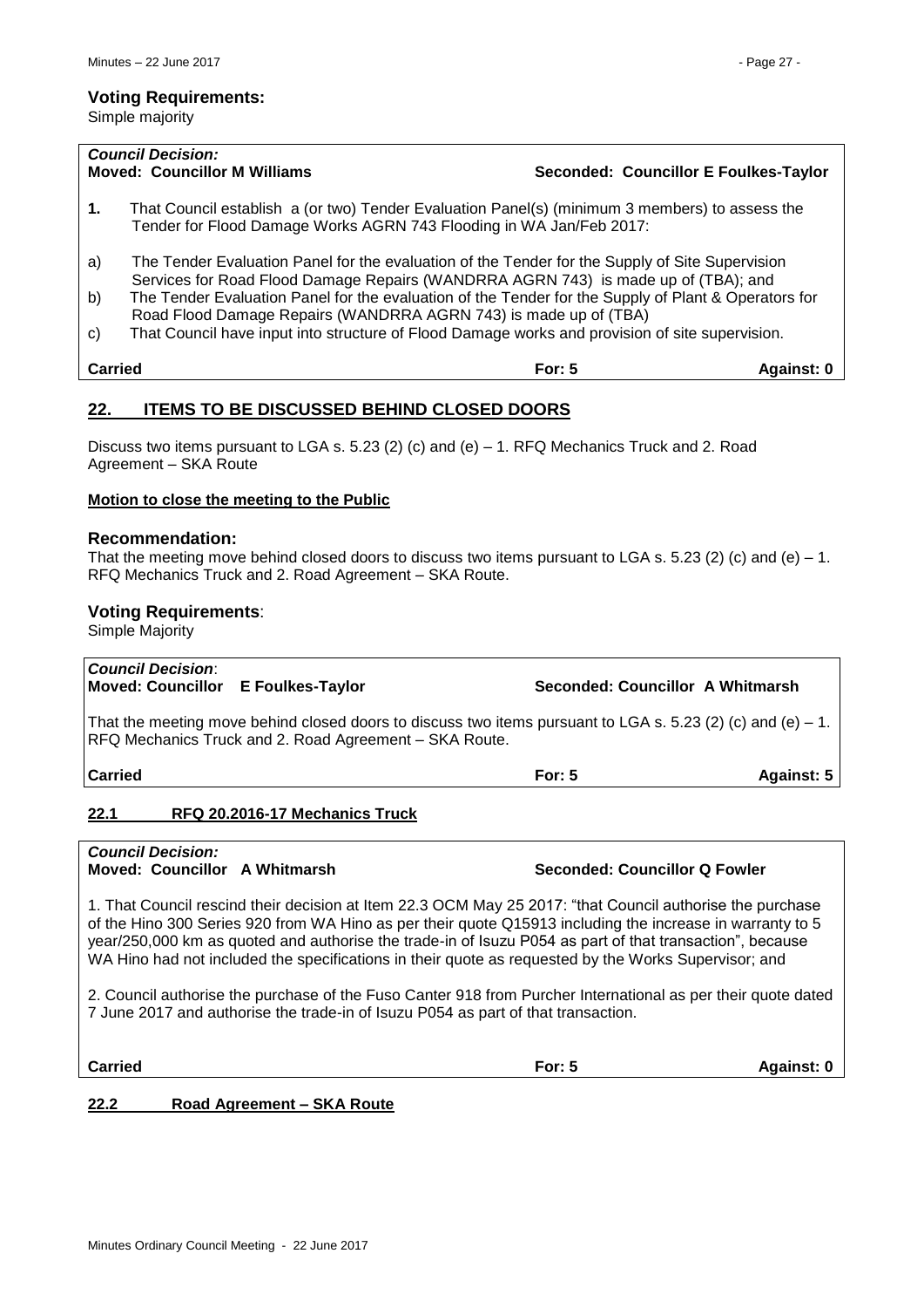### Voting Requirements:

Simple majority

***Council Decision:***

**Moved: Councillor M Williams** **Seconded: Councillor E Foulkes-Taylor**

**1.** That Council establish a (or two) Tender Evaluation Panel(s) (minimum 3 members) to assess the Tender for Flood Damage Works AGRN 743 Flooding in WA Jan/Feb 2017:

a) The Tender Evaluation Panel for the evaluation of the Tender for the Supply of Site Supervision Services for Road Flood Damage Repairs (WANDRRA AGRN 743) is made up of (TBA); and

b) The Tender Evaluation Panel for the evaluation of the Tender for the Supply of Plant & Operators for Road Flood Damage Repairs (WANDRRA AGRN 743) is made up of (TBA)

c) That Council have input into structure of Flood Damage works and provision of site supervision.

**Carried** **For: 5** **Against: 0**

## 22. ITEMS TO BE DISCUSSED BEHIND CLOSED DOORS

Discuss two items pursuant to LGA s. 5.23 (2) (c) and (e) – 1. RFQ Mechanics Truck and 2. Road Agreement – SKA Route

**Motion to close the meeting to the Public**

### Recommendation:

That the meeting move behind closed doors to discuss two items pursuant to LGA s. 5.23 (2) (c) and (e) – 1. RFQ Mechanics Truck and 2. Road Agreement – SKA Route.

### Voting Requirements:

Simple Majority

***Council Decision***:

**Moved: Councillor E Foulkes-Taylor** **Seconded: Councillor A Whitmarsh**

That the meeting move behind closed doors to discuss two items pursuant to LGA s. 5.23 (2) (c) and (e) – 1. RFQ Mechanics Truck and 2. Road Agreement – SKA Route.

**Carried** **For: 5** **Against: 5**

### 22.1 RFQ 20.2016-17 Mechanics Truck

***Council Decision:***

**Moved: Councillor A Whitmarsh** **Seconded: Councillor Q Fowler**

1. That Council rescind their decision at Item 22.3 OCM May 25 2017: "that Council authorise the purchase of the Hino 300 Series 920 from WA Hino as per their quote Q15913 including the increase in warranty to 5 year/250,000 km as quoted and authorise the trade-in of Isuzu P054 as part of that transaction", because WA Hino had not included the specifications in their quote as requested by the Works Supervisor; and

2. Council authorise the purchase of the Fuso Canter 918 from Purcher International as per their quote dated 7 June 2017 and authorise the trade-in of Isuzu P054 as part of that transaction.

**Carried** **For: 5** **Against: 0**

### 22.2 Road Agreement – SKA Route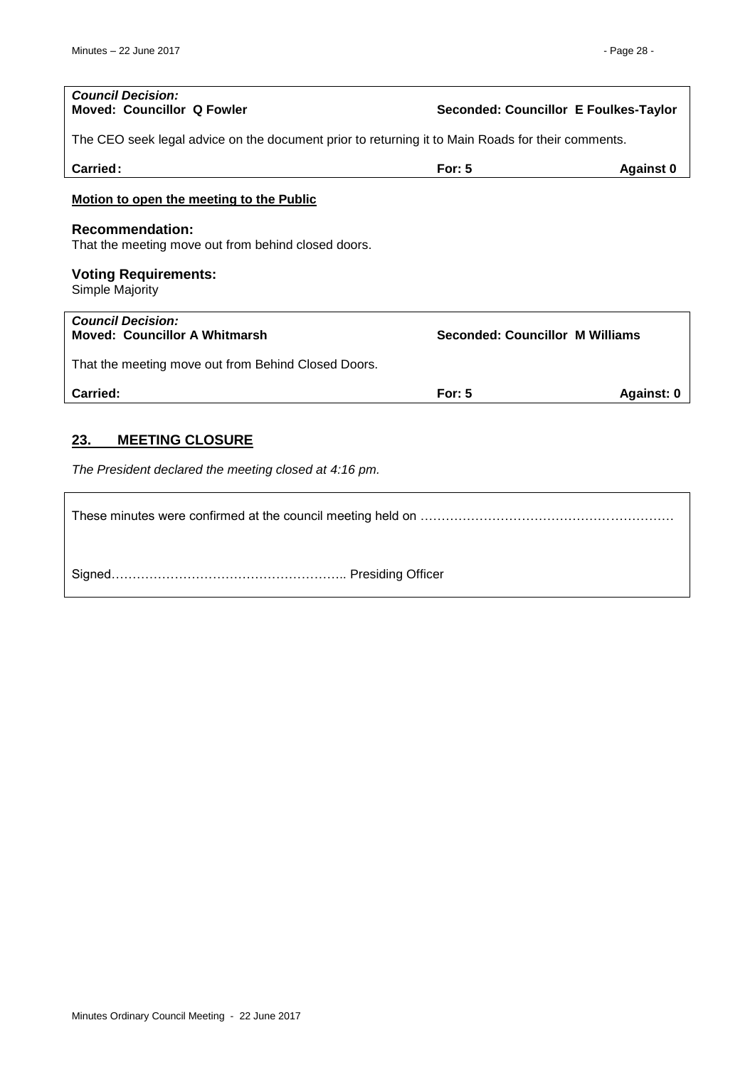***Council Decision:***
**Moved: Councillor Q Fowler** **Seconded: Councillor E Foulkes-Taylor**

The CEO seek legal advice on the document prior to returning it to Main Roads for their comments.

**Carried: For: 5 Against 0**

**Motion to open the meeting to the Public**

### Recommendation:

That the meeting move out from behind closed doors.

### Voting Requirements:

Simple Majority

***Council Decision:***
**Moved: Councillor A Whitmarsh** **Seconded: Councillor M Williams**

That the meeting move out from Behind Closed Doors.

**Carried: For: 5 Against: 0**

## 23. MEETING CLOSURE

*The President declared the meeting closed at 4:16 pm.*

These minutes were confirmed at the council meeting held on …………………………………………………

Signed…………………………………………….. Presiding Officer